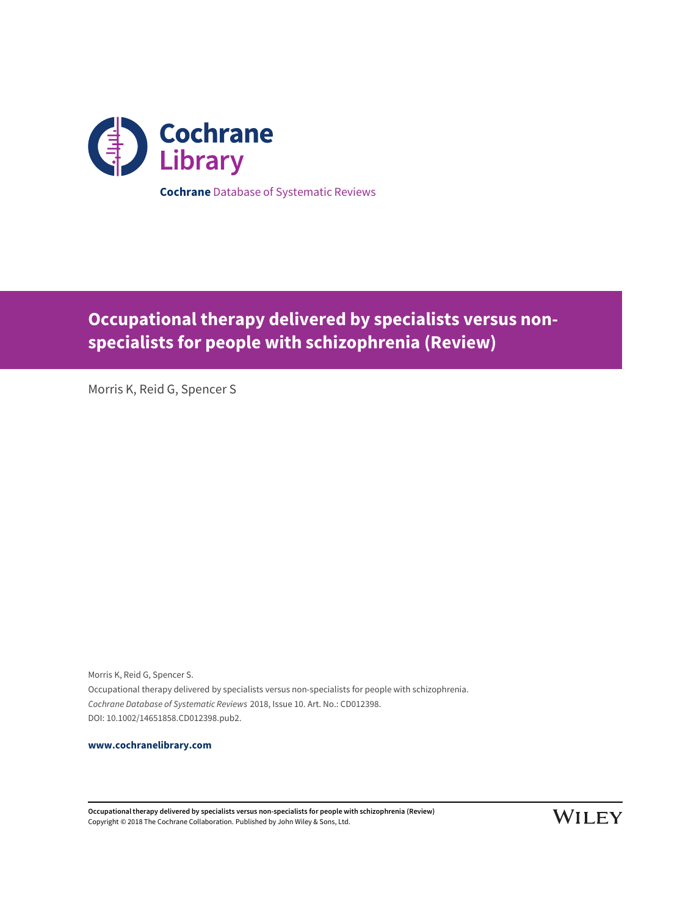Cochrane Library

**Cochrane** Database of Systematic Reviews

# Occupational therapy delivered by specialists versus non-specialists for people with schizophrenia (Review)

Morris K, Reid G, Spencer S

Morris K, Reid G, Spencer S.
Occupational therapy delivered by specialists versus non-specialists for people with schizophrenia.
*Cochrane Database of Systematic Reviews* 2018, Issue 10. Art. No.: CD012398.
DOI: 10.1002/14651858.CD012398.pub2.

**www.cochranelibrary.com**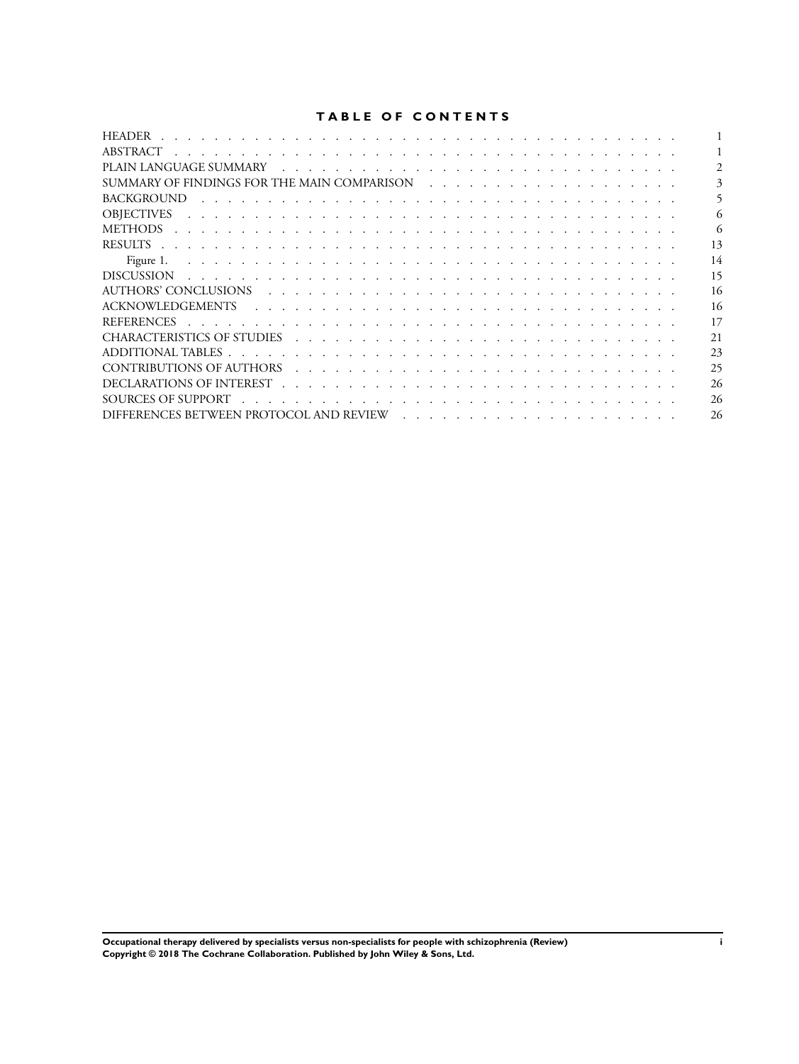# TABLE OF CONTENTS

| | |
|---|---|
| HEADER | 1 |
| ABSTRACT | 1 |
| PLAIN LANGUAGE SUMMARY | 2 |
| SUMMARY OF FINDINGS FOR THE MAIN COMPARISON | 3 |
| BACKGROUND | 5 |
| OBJECTIVES | 6 |
| METHODS | 6 |
| RESULTS | 13 |
| Figure 1. | 14 |
| DISCUSSION | 15 |
| AUTHORS' CONCLUSIONS | 16 |
| ACKNOWLEDGEMENTS | 16 |
| REFERENCES | 17 |
| CHARACTERISTICS OF STUDIES | 21 |
| ADDITIONAL TABLES | 23 |
| CONTRIBUTIONS OF AUTHORS | 25 |
| DECLARATIONS OF INTEREST | 26 |
| SOURCES OF SUPPORT | 26 |
| DIFFERENCES BETWEEN PROTOCOL AND REVIEW | 26 |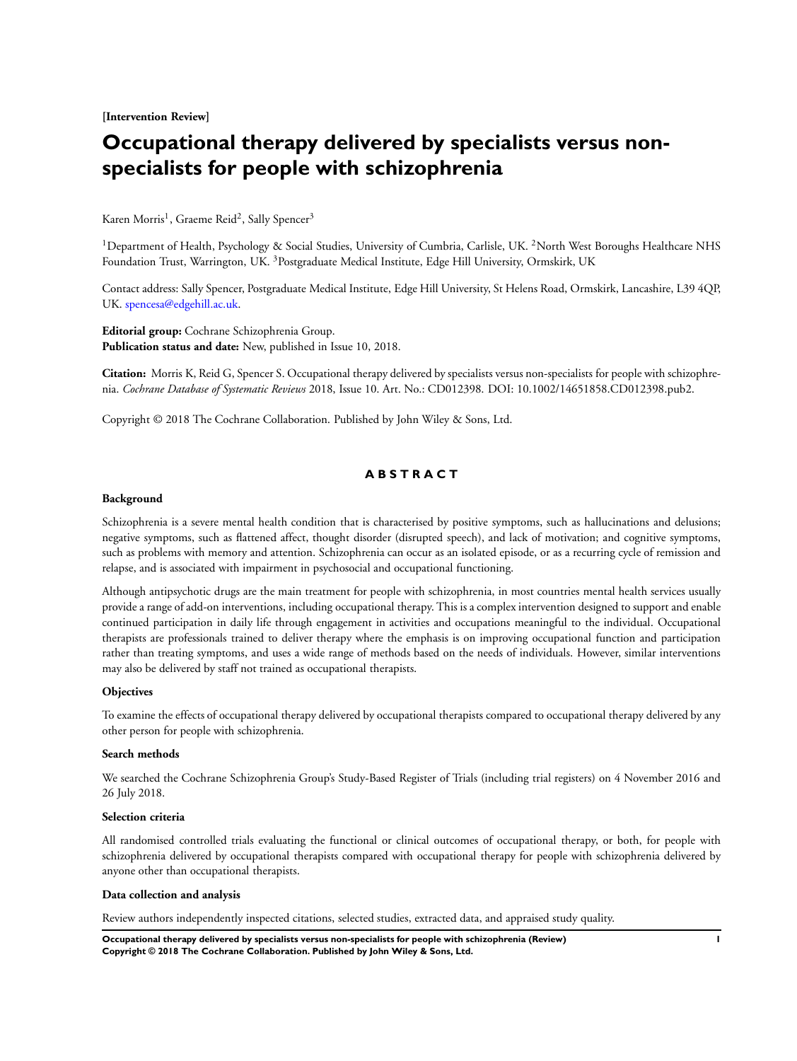**[Intervention Review]**

# Occupational therapy delivered by specialists versus non-specialists for people with schizophrenia

Karen Morris[1], Graeme Reid[2], Sally Spencer[3]

[1]Department of Health, Psychology & Social Studies, University of Cumbria, Carlisle, UK. [2]North West Boroughs Healthcare NHS Foundation Trust, Warrington, UK. [3]Postgraduate Medical Institute, Edge Hill University, Ormskirk, UK

Contact address: Sally Spencer, Postgraduate Medical Institute, Edge Hill University, St Helens Road, Ormskirk, Lancashire, L39 4QP, UK. spencesa@edgehill.ac.uk.

**Editorial group:** Cochrane Schizophrenia Group.
**Publication status and date:** New, published in Issue 10, 2018.

**Citation:** Morris K, Reid G, Spencer S. Occupational therapy delivered by specialists versus non-specialists for people with schizophrenia. *Cochrane Database of Systematic Reviews* 2018, Issue 10. Art. No.: CD012398. DOI: 10.1002/14651858.CD012398.pub2.

Copyright © 2018 The Cochrane Collaboration. Published by John Wiley & Sons, Ltd.

## ABSTRACT

### Background

Schizophrenia is a severe mental health condition that is characterised by positive symptoms, such as hallucinations and delusions; negative symptoms, such as flattened affect, thought disorder (disrupted speech), and lack of motivation; and cognitive symptoms, such as problems with memory and attention. Schizophrenia can occur as an isolated episode, or as a recurring cycle of remission and relapse, and is associated with impairment in psychosocial and occupational functioning.

Although antipsychotic drugs are the main treatment for people with schizophrenia, in most countries mental health services usually provide a range of add-on interventions, including occupational therapy. This is a complex intervention designed to support and enable continued participation in daily life through engagement in activities and occupations meaningful to the individual. Occupational therapists are professionals trained to deliver therapy where the emphasis is on improving occupational function and participation rather than treating symptoms, and uses a wide range of methods based on the needs of individuals. However, similar interventions may also be delivered by staff not trained as occupational therapists.

### Objectives

To examine the effects of occupational therapy delivered by occupational therapists compared to occupational therapy delivered by any other person for people with schizophrenia.

### Search methods

We searched the Cochrane Schizophrenia Group's Study-Based Register of Trials (including trial registers) on 4 November 2016 and 26 July 2018.

### Selection criteria

All randomised controlled trials evaluating the functional or clinical outcomes of occupational therapy, or both, for people with schizophrenia delivered by occupational therapists compared with occupational therapy for people with schizophrenia delivered by anyone other than occupational therapists.

### Data collection and analysis

Review authors independently inspected citations, selected studies, extracted data, and appraised study quality.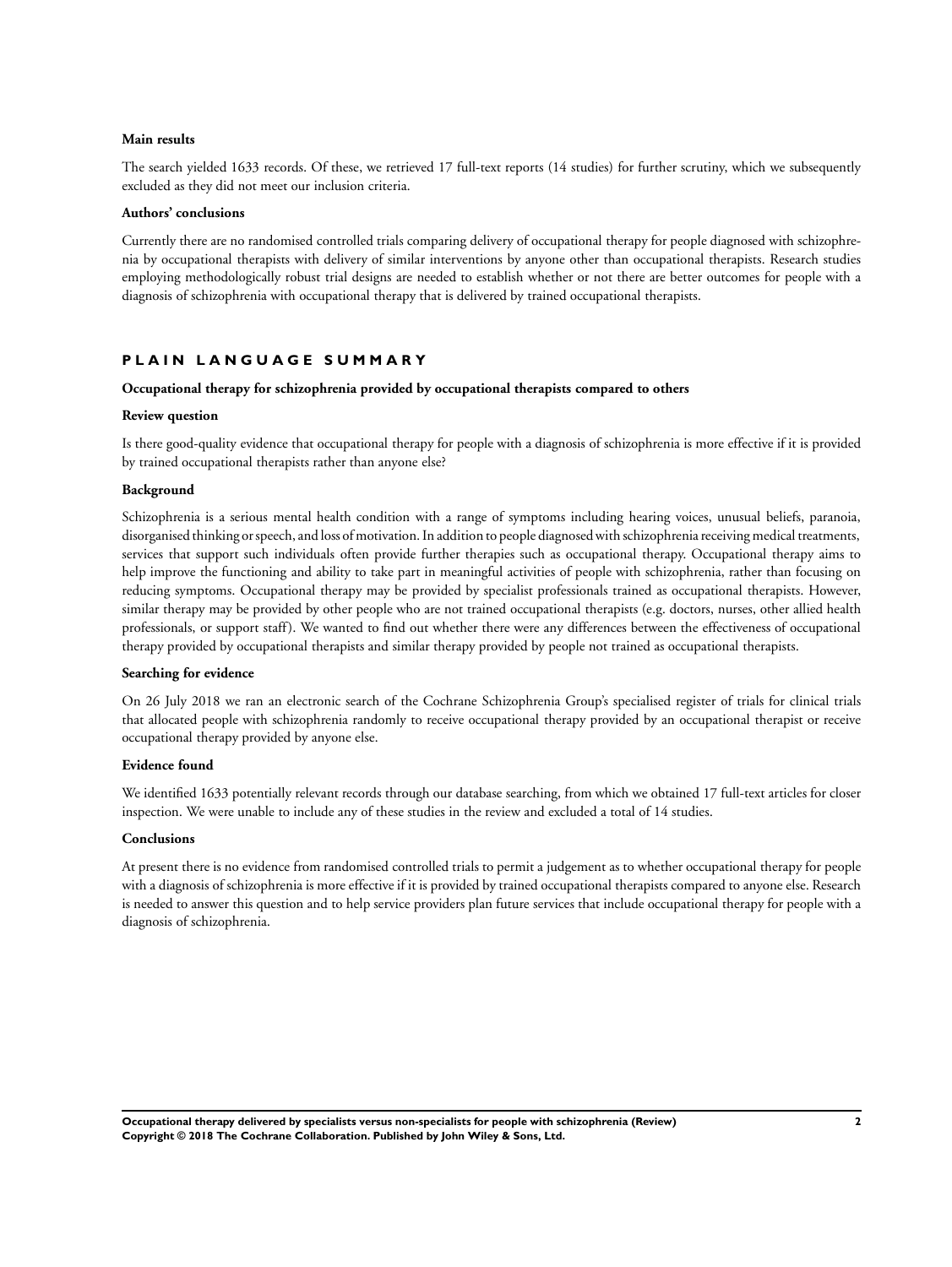**Main results**

The search yielded 1633 records. Of these, we retrieved 17 full-text reports (14 studies) for further scrutiny, which we subsequently excluded as they did not meet our inclusion criteria.

**Authors' conclusions**

Currently there are no randomised controlled trials comparing delivery of occupational therapy for people diagnosed with schizophrenia by occupational therapists with delivery of similar interventions by anyone other than occupational therapists. Research studies employing methodologically robust trial designs are needed to establish whether or not there are better outcomes for people with a diagnosis of schizophrenia with occupational therapy that is delivered by trained occupational therapists.

## PLAIN LANGUAGE SUMMARY

**Occupational therapy for schizophrenia provided by occupational therapists compared to others**

**Review question**

Is there good-quality evidence that occupational therapy for people with a diagnosis of schizophrenia is more effective if it is provided by trained occupational therapists rather than anyone else?

**Background**

Schizophrenia is a serious mental health condition with a range of symptoms including hearing voices, unusual beliefs, paranoia, disorganised thinking or speech, and loss of motivation. In addition to people diagnosed with schizophrenia receiving medical treatments, services that support such individuals often provide further therapies such as occupational therapy. Occupational therapy aims to help improve the functioning and ability to take part in meaningful activities of people with schizophrenia, rather than focusing on reducing symptoms. Occupational therapy may be provided by specialist professionals trained as occupational therapists. However, similar therapy may be provided by other people who are not trained occupational therapists (e.g. doctors, nurses, other allied health professionals, or support staff). We wanted to find out whether there were any differences between the effectiveness of occupational therapy provided by occupational therapists and similar therapy provided by people not trained as occupational therapists.

**Searching for evidence**

On 26 July 2018 we ran an electronic search of the Cochrane Schizophrenia Group's specialised register of trials for clinical trials that allocated people with schizophrenia randomly to receive occupational therapy provided by an occupational therapist or receive occupational therapy provided by anyone else.

**Evidence found**

We identified 1633 potentially relevant records through our database searching, from which we obtained 17 full-text articles for closer inspection. We were unable to include any of these studies in the review and excluded a total of 14 studies.

**Conclusions**

At present there is no evidence from randomised controlled trials to permit a judgement as to whether occupational therapy for people with a diagnosis of schizophrenia is more effective if it is provided by trained occupational therapists compared to anyone else. Research is needed to answer this question and to help service providers plan future services that include occupational therapy for people with a diagnosis of schizophrenia.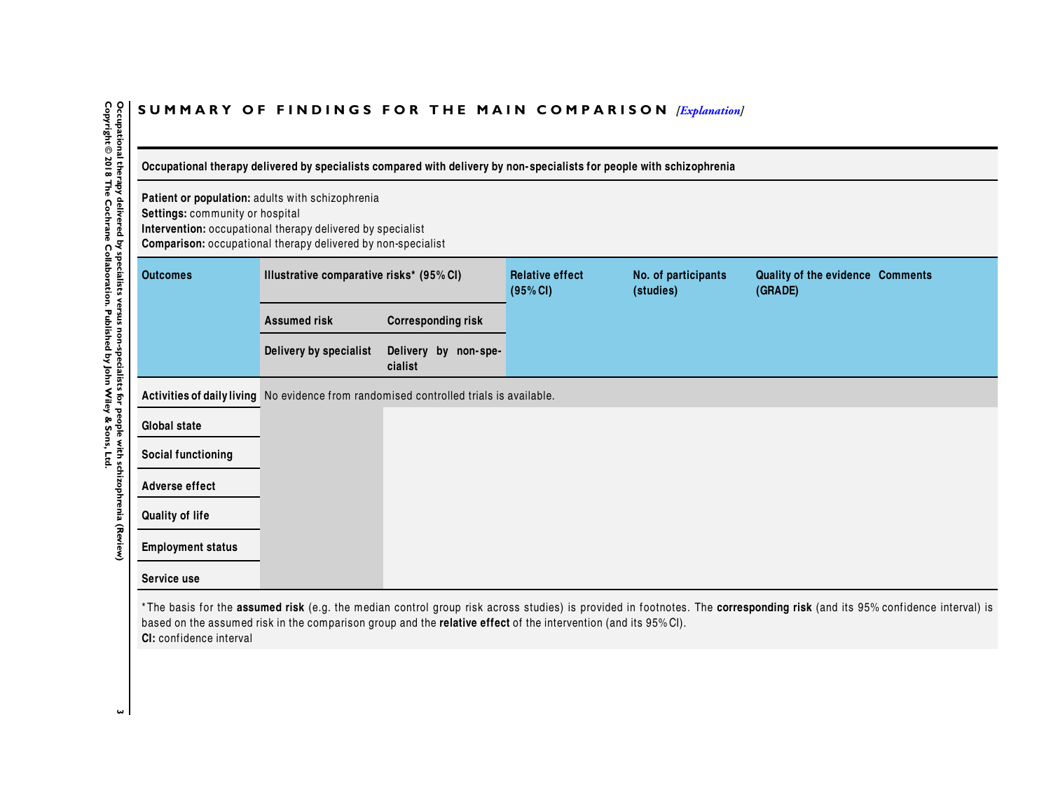## SUMMARY OF FINDINGS FOR THE MAIN COMPARISON *[Explanation]*

**Occupational therapy delivered by specialists compared with delivery by non-specialists for people with schizophrenia**

**Patient or population:** adults with schizophrenia
**Settings:** community or hospital
**Intervention:** occupational therapy delivered by specialist
**Comparison:** occupational therapy delivered by non-specialist

| Outcomes | Illustrative comparative risks* (95% CI) | | Relative effect (95% CI) | No. of participants (studies) | Quality of the evidence (GRADE) | Comments |
|---|---|---|---|---|---|---|
| | Assumed risk | Corresponding risk | | | | |
| | Delivery by specialist | Delivery by non-specialist | | | | |
| Activities of daily living | No evidence from randomised controlled trials is available. | | | | | |
| Global state | | | | | | |
| Social functioning | | | | | | |
| Adverse effect | | | | | | |
| Quality of life | | | | | | |
| Employment status | | | | | | |
| Service use | | | | | | |

*The basis for the **assumed risk** (e.g. the median control group risk across studies) is provided in footnotes. The **corresponding risk** (and its 95% confidence interval) is based on the assumed risk in the comparison group and the **relative effect** of the intervention (and its 95% CI).
**CI:** confidence interval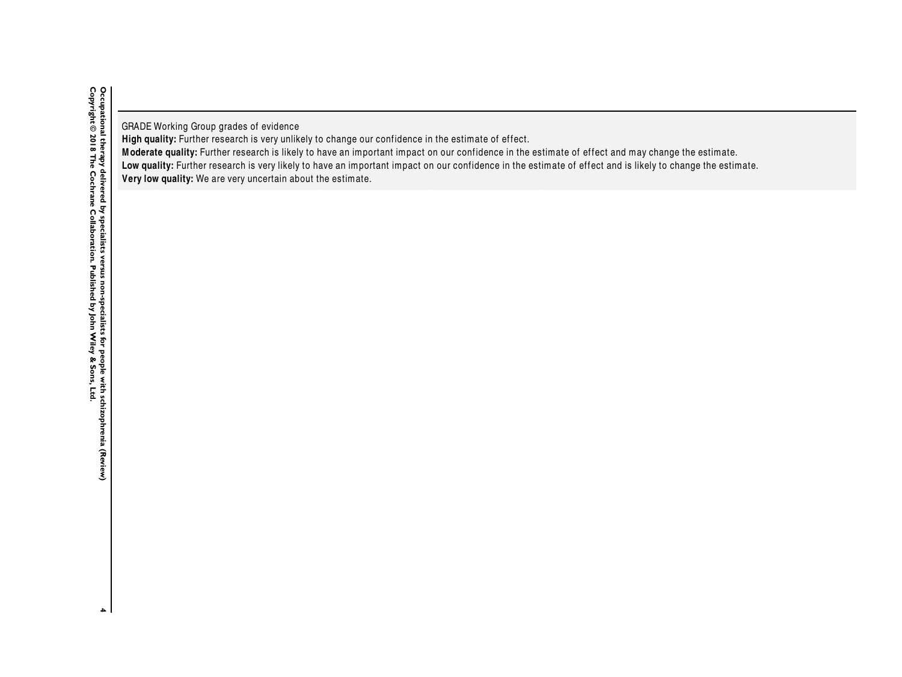GRADE Working Group grades of evidence

**High quality:** Further research is very unlikely to change our confidence in the estimate of effect.

**Moderate quality:** Further research is likely to have an important impact on our confidence in the estimate of effect and may change the estimate.

**Low quality:** Further research is very likely to have an important impact on our confidence in the estimate of effect and is likely to change the estimate.

**Very low quality:** We are very uncertain about the estimate.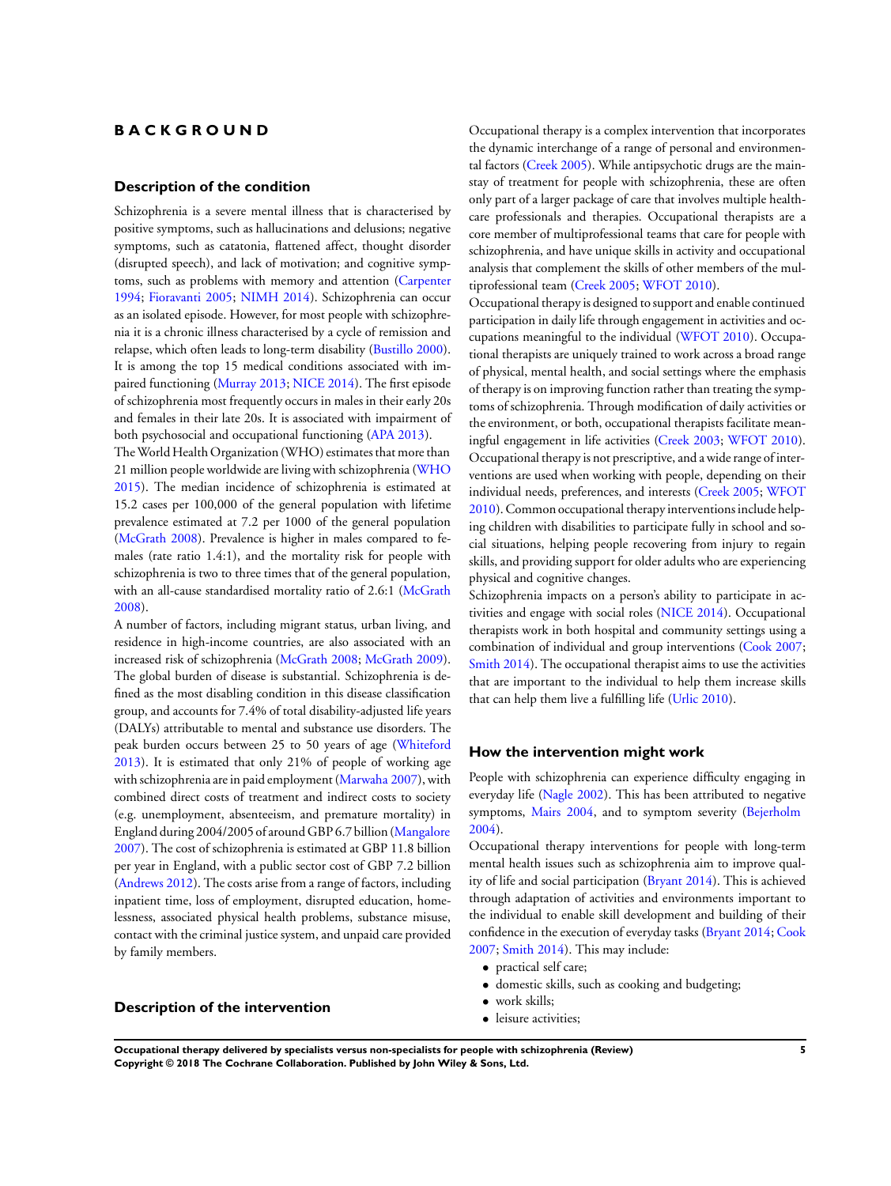# BACKGROUND

## Description of the condition

Schizophrenia is a severe mental illness that is characterised by positive symptoms, such as hallucinations and delusions; negative symptoms, such as catatonia, flattened affect, thought disorder (disrupted speech), and lack of motivation; and cognitive symptoms, such as problems with memory and attention (Carpenter 1994; Fioravanti 2005; NIMH 2014). Schizophrenia can occur as an isolated episode. However, for most people with schizophrenia it is a chronic illness characterised by a cycle of remission and relapse, which often leads to long-term disability (Bustillo 2000). It is among the top 15 medical conditions associated with impaired functioning (Murray 2013; NICE 2014). The first episode of schizophrenia most frequently occurs in males in their early 20s and females in their late 20s. It is associated with impairment of both psychosocial and occupational functioning (APA 2013).

The World Health Organization (WHO) estimates that more than 21 million people worldwide are living with schizophrenia (WHO 2015). The median incidence of schizophrenia is estimated at 15.2 cases per 100,000 of the general population with lifetime prevalence estimated at 7.2 per 1000 of the general population (McGrath 2008). Prevalence is higher in males compared to females (rate ratio 1.4:1), and the mortality risk for people with schizophrenia is two to three times that of the general population, with an all-cause standardised mortality ratio of 2.6:1 (McGrath 2008).

A number of factors, including migrant status, urban living, and residence in high-income countries, are also associated with an increased risk of schizophrenia (McGrath 2008; McGrath 2009). The global burden of disease is substantial. Schizophrenia is defined as the most disabling condition in this disease classification group, and accounts for 7.4% of total disability-adjusted life years (DALYs) attributable to mental and substance use disorders. The peak burden occurs between 25 to 50 years of age (Whiteford 2013). It is estimated that only 21% of people of working age with schizophrenia are in paid employment (Marwaha 2007), with combined direct costs of treatment and indirect costs to society (e.g. unemployment, absenteeism, and premature mortality) in England during 2004/2005 of around GBP 6.7 billion (Mangalore 2007). The cost of schizophrenia is estimated at GBP 11.8 billion per year in England, with a public sector cost of GBP 7.2 billion (Andrews 2012). The costs arise from a range of factors, including inpatient time, loss of employment, disrupted education, homelessness, associated physical health problems, substance misuse, contact with the criminal justice system, and unpaid care provided by family members.

## Description of the intervention

Occupational therapy is a complex intervention that incorporates the dynamic interchange of a range of personal and environmental factors (Creek 2005). While antipsychotic drugs are the mainstay of treatment for people with schizophrenia, these are often only part of a larger package of care that involves multiple healthcare professionals and therapies. Occupational therapists are a core member of multiprofessional teams that care for people with schizophrenia, and have unique skills in activity and occupational analysis that complement the skills of other members of the multiprofessional team (Creek 2005; WFOT 2010).

Occupational therapy is designed to support and enable continued participation in daily life through engagement in activities and occupations meaningful to the individual (WFOT 2010). Occupational therapists are uniquely trained to work across a broad range of physical, mental health, and social settings where the emphasis of therapy is on improving function rather than treating the symptoms of schizophrenia. Through modification of daily activities or the environment, or both, occupational therapists facilitate meaningful engagement in life activities (Creek 2003; WFOT 2010). Occupational therapy is not prescriptive, and a wide range of interventions are used when working with people, depending on their individual needs, preferences, and interests (Creek 2005; WFOT 2010). Common occupational therapy interventions include helping children with disabilities to participate fully in school and social situations, helping people recovering from injury to regain skills, and providing support for older adults who are experiencing physical and cognitive changes.

Schizophrenia impacts on a person's ability to participate in activities and engage with social roles (NICE 2014). Occupational therapists work in both hospital and community settings using a combination of individual and group interventions (Cook 2007; Smith 2014). The occupational therapist aims to use the activities that are important to the individual to help them increase skills that can help them live a fulfilling life (Urlic 2010).

## How the intervention might work

People with schizophrenia can experience difficulty engaging in everyday life (Nagle 2002). This has been attributed to negative symptoms, Mairs 2004, and to symptom severity (Bejerholm 2004).

Occupational therapy interventions for people with long-term mental health issues such as schizophrenia aim to improve quality of life and social participation (Bryant 2014). This is achieved through adaptation of activities and environments important to the individual to enable skill development and building of their confidence in the execution of everyday tasks (Bryant 2014; Cook 2007; Smith 2014). This may include:

- practical self care;
- domestic skills, such as cooking and budgeting;
- work skills;
- leisure activities;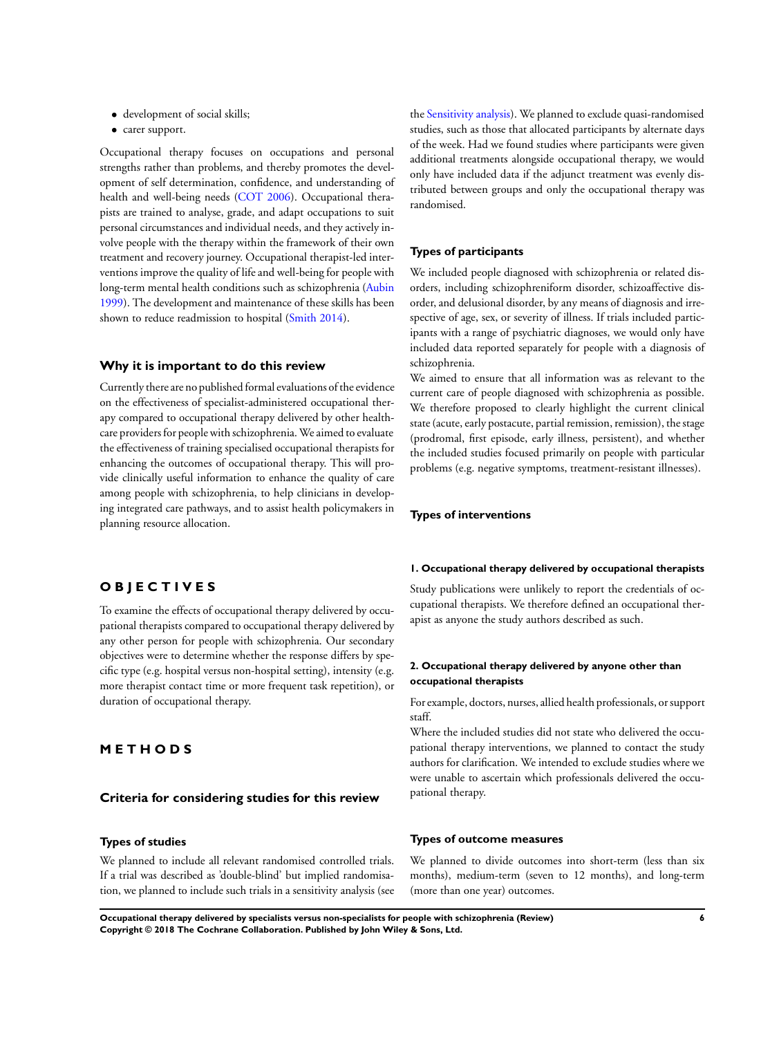- development of social skills;
- carer support.

Occupational therapy focuses on occupations and personal strengths rather than problems, and thereby promotes the development of self determination, confidence, and understanding of health and well-being needs (COT 2006). Occupational therapists are trained to analyse, grade, and adapt occupations to suit personal circumstances and individual needs, and they actively involve people with the therapy within the framework of their own treatment and recovery journey. Occupational therapist-led interventions improve the quality of life and well-being for people with long-term mental health conditions such as schizophrenia (Aubin 1999). The development and maintenance of these skills has been shown to reduce readmission to hospital (Smith 2014).

### Why it is important to do this review

Currently there are no published formal evaluations of the evidence on the effectiveness of specialist-administered occupational therapy compared to occupational therapy delivered by other healthcare providers for people with schizophrenia. We aimed to evaluate the effectiveness of training specialised occupational therapists for enhancing the outcomes of occupational therapy. This will provide clinically useful information to enhance the quality of care among people with schizophrenia, to help clinicians in developing integrated care pathways, and to assist health policymakers in planning resource allocation.

# OBJECTIVES

To examine the effects of occupational therapy delivered by occupational therapists compared to occupational therapy delivered by any other person for people with schizophrenia. Our secondary objectives were to determine whether the response differs by specific type (e.g. hospital versus non-hospital setting), intensity (e.g. more therapist contact time or more frequent task repetition), or duration of occupational therapy.

# METHODS

## Criteria for considering studies for this review

### Types of studies

We planned to include all relevant randomised controlled trials. If a trial was described as 'double-blind' but implied randomisation, we planned to include such trials in a sensitivity analysis (see the Sensitivity analysis). We planned to exclude quasi-randomised studies, such as those that allocated participants by alternate days of the week. Had we found studies where participants were given additional treatments alongside occupational therapy, we would only have included data if the adjunct treatment was evenly distributed between groups and only the occupational therapy was randomised.

### Types of participants

We included people diagnosed with schizophrenia or related disorders, including schizophreniform disorder, schizoaffective disorder, and delusional disorder, by any means of diagnosis and irrespective of age, sex, or severity of illness. If trials included participants with a range of psychiatric diagnoses, we would only have included data reported separately for people with a diagnosis of schizophrenia.

We aimed to ensure that all information was as relevant to the current care of people diagnosed with schizophrenia as possible. We therefore proposed to clearly highlight the current clinical state (acute, early postacute, partial remission, remission), the stage (prodromal, first episode, early illness, persistent), and whether the included studies focused primarily on people with particular problems (e.g. negative symptoms, treatment-resistant illnesses).

### Types of interventions

#### 1. Occupational therapy delivered by occupational therapists

Study publications were unlikely to report the credentials of occupational therapists. We therefore defined an occupational therapist as anyone the study authors described as such.

#### 2. Occupational therapy delivered by anyone other than occupational therapists

For example, doctors, nurses, allied health professionals, or support staff.

Where the included studies did not state who delivered the occupational therapy interventions, we planned to contact the study authors for clarification. We intended to exclude studies where we were unable to ascertain which professionals delivered the occupational therapy.

### Types of outcome measures

We planned to divide outcomes into short-term (less than six months), medium-term (seven to 12 months), and long-term (more than one year) outcomes.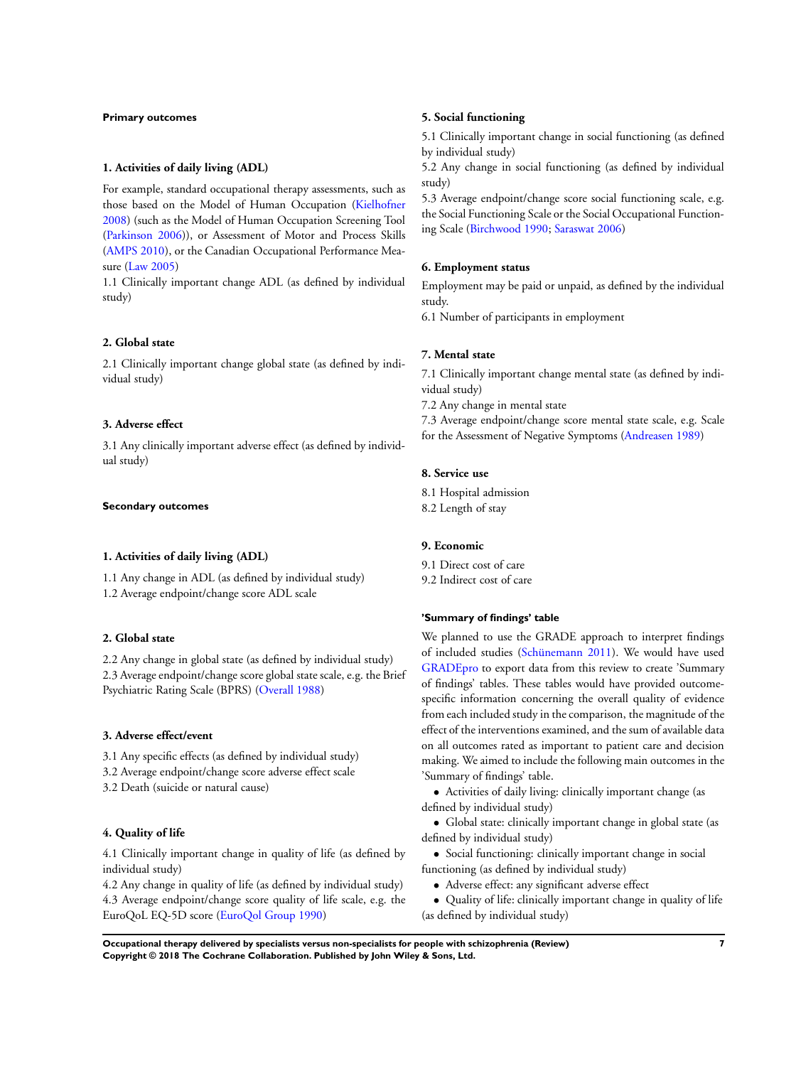#### Primary outcomes

##### 1. Activities of daily living (ADL)

For example, standard occupational therapy assessments, such as those based on the Model of Human Occupation (Kielhofner 2008) (such as the Model of Human Occupation Screening Tool (Parkinson 2006)), or Assessment of Motor and Process Skills (AMPS 2010), or the Canadian Occupational Performance Measure (Law 2005)

1.1 Clinically important change ADL (as defined by individual study)

##### 2. Global state

2.1 Clinically important change global state (as defined by individual study)

##### 3. Adverse effect

3.1 Any clinically important adverse effect (as defined by individual study)

#### Secondary outcomes

##### 1. Activities of daily living (ADL)

1.1 Any change in ADL (as defined by individual study)
1.2 Average endpoint/change score ADL scale

##### 2. Global state

2.2 Any change in global state (as defined by individual study)
2.3 Average endpoint/change score global state scale, e.g. the Brief Psychiatric Rating Scale (BPRS) (Overall 1988)

##### 3. Adverse effect/event

3.1 Any specific effects (as defined by individual study)
3.2 Average endpoint/change score adverse effect scale
3.2 Death (suicide or natural cause)

##### 4. Quality of life

4.1 Clinically important change in quality of life (as defined by individual study)
4.2 Any change in quality of life (as defined by individual study)
4.3 Average endpoint/change score quality of life scale, e.g. the EuroQoL EQ-5D score (EuroQol Group 1990)

##### 5. Social functioning

5.1 Clinically important change in social functioning (as defined by individual study)
5.2 Any change in social functioning (as defined by individual study)
5.3 Average endpoint/change score social functioning scale, e.g. the Social Functioning Scale or the Social Occupational Functioning Scale (Birchwood 1990; Saraswat 2006)

##### 6. Employment status

Employment may be paid or unpaid, as defined by the individual study.
6.1 Number of participants in employment

##### 7. Mental state

7.1 Clinically important change mental state (as defined by individual study)
7.2 Any change in mental state
7.3 Average endpoint/change score mental state scale, e.g. Scale for the Assessment of Negative Symptoms (Andreasen 1989)

##### 8. Service use

8.1 Hospital admission
8.2 Length of stay

##### 9. Economic

9.1 Direct cost of care
9.2 Indirect cost of care

#### 'Summary of findings' table

We planned to use the GRADE approach to interpret findings of included studies (Schünemann 2011). We would have used GRADEpro to export data from this review to create 'Summary of findings' tables. These tables would have provided outcome-specific information concerning the overall quality of evidence from each included study in the comparison, the magnitude of the effect of the interventions examined, and the sum of available data on all outcomes rated as important to patient care and decision making. We aimed to include the following main outcomes in the 'Summary of findings' table.

- Activities of daily living: clinically important change (as defined by individual study)
- Global state: clinically important change in global state (as defined by individual study)
- Social functioning: clinically important change in social functioning (as defined by individual study)
- Adverse effect: any significant adverse effect
- Quality of life: clinically important change in quality of life (as defined by individual study)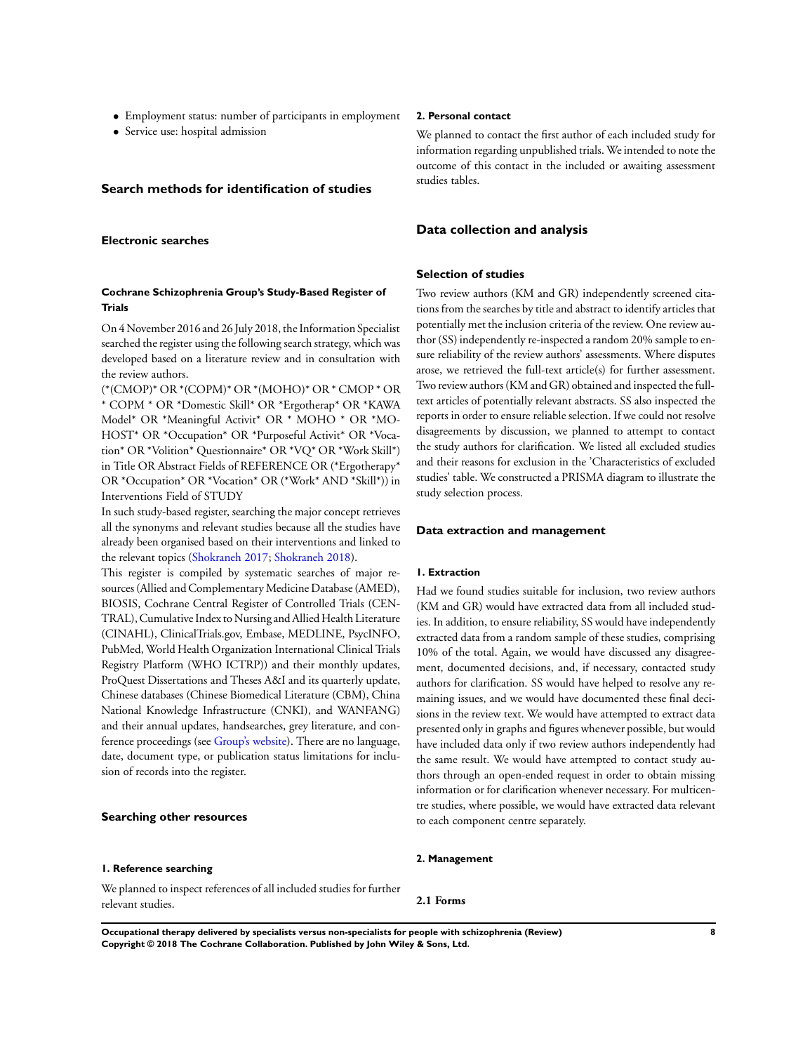- Employment status: number of participants in employment
- Service use: hospital admission

## Search methods for identification of studies

### Electronic searches

#### Cochrane Schizophrenia Group's Study-Based Register of Trials

On 4 November 2016 and 26 July 2018, the Information Specialist searched the register using the following search strategy, which was developed based on a literature review and in consultation with the review authors.

(*(CMOP)* OR *(COPM)* OR *(MOHO)* OR * CMOP * OR * COPM * OR *Domestic Skill* OR *Ergotherap* OR *KAWA Model* OR *Meaningful Activit* OR * MOHO * OR *MOHOST* OR *Occupation* OR *Purposeful Activit* OR *Vocation* OR *Volition* Questionnaire* OR *VQ* OR *Work Skill*) in Title OR Abstract Fields of REFERENCE OR (*Ergotherapy* OR *Occupation* OR *Vocation* OR (*Work* AND *Skill*)) in Interventions Field of STUDY

In such study-based register, searching the major concept retrieves all the synonyms and relevant studies because all the studies have already been organised based on their interventions and linked to the relevant topics (Shokraneh 2017; Shokraneh 2018).

This register is compiled by systematic searches of major resources (Allied and Complementary Medicine Database (AMED), BIOSIS, Cochrane Central Register of Controlled Trials (CENTRAL), Cumulative Index to Nursing and Allied Health Literature (CINAHL), ClinicalTrials.gov, Embase, MEDLINE, PsycINFO, PubMed, World Health Organization International Clinical Trials Registry Platform (WHO ICTRP)) and their monthly updates, ProQuest Dissertations and Theses A&I and its quarterly update, Chinese databases (Chinese Biomedical Literature (CBM), China National Knowledge Infrastructure (CNKI), and WANFANG) and their annual updates, handsearches, grey literature, and conference proceedings (see Group's website). There are no language, date, document type, or publication status limitations for inclusion of records into the register.

### Searching other resources

#### 1. Reference searching

We planned to inspect references of all included studies for further relevant studies.

#### 2. Personal contact

We planned to contact the first author of each included study for information regarding unpublished trials. We intended to note the outcome of this contact in the included or awaiting assessment studies tables.

## Data collection and analysis

### Selection of studies

Two review authors (KM and GR) independently screened citations from the searches by title and abstract to identify articles that potentially met the inclusion criteria of the review. One review author (SS) independently re-inspected a random 20% sample to ensure reliability of the review authors' assessments. Where disputes arose, we retrieved the full-text article(s) for further assessment. Two review authors (KM and GR) obtained and inspected the full-text articles of potentially relevant abstracts. SS also inspected the reports in order to ensure reliable selection. If we could not resolve disagreements by discussion, we planned to attempt to contact the study authors for clarification. We listed all excluded studies and their reasons for exclusion in the 'Characteristics of excluded studies' table. We constructed a PRISMA diagram to illustrate the study selection process.

### Data extraction and management

#### 1. Extraction

Had we found studies suitable for inclusion, two review authors (KM and GR) would have extracted data from all included studies. In addition, to ensure reliability, SS would have independently extracted data from a random sample of these studies, comprising 10% of the total. Again, we would have discussed any disagreement, documented decisions, and, if necessary, contacted study authors for clarification. SS would have helped to resolve any remaining issues, and we would have documented these final decisions in the review text. We would have attempted to extract data presented only in graphs and figures whenever possible, but would have included data only if two review authors independently had the same result. We would have attempted to contact study authors through an open-ended request in order to obtain missing information or for clarification whenever necessary. For multicentre studies, where possible, we would have extracted data relevant to each component centre separately.

#### 2. Management

##### 2.1 Forms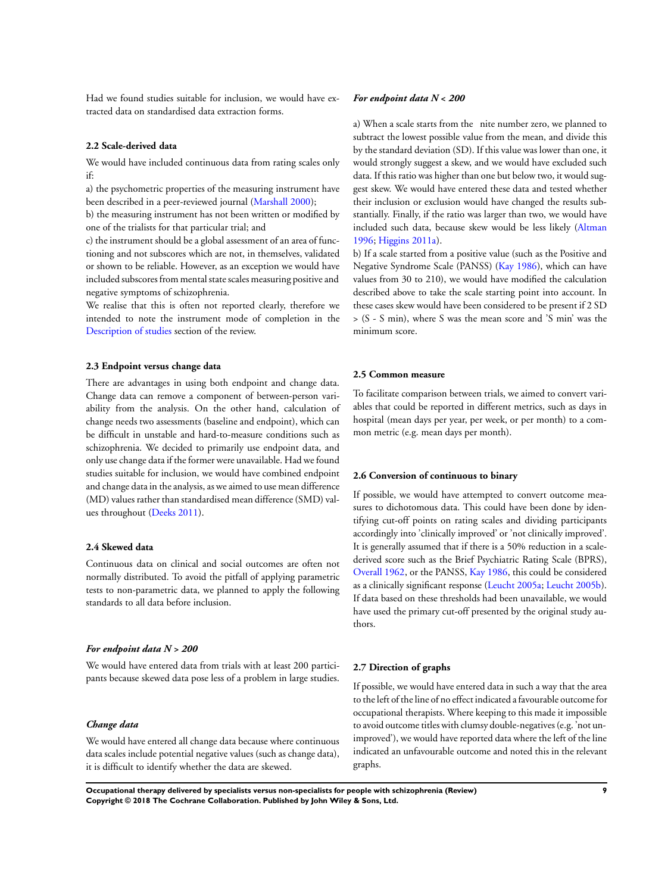Had we found studies suitable for inclusion, we would have extracted data on standardised data extraction forms.

### 2.2 Scale-derived data

We would have included continuous data from rating scales only if:

a) the psychometric properties of the measuring instrument have been described in a peer-reviewed journal (Marshall 2000);

b) the measuring instrument has not been written or modified by one of the trialists for that particular trial; and

c) the instrument should be a global assessment of an area of functioning and not subscores which are not, in themselves, validated or shown to be reliable. However, as an exception we would have included subscores from mental state scales measuring positive and negative symptoms of schizophrenia.

We realise that this is often not reported clearly, therefore we intended to note the instrument mode of completion in the Description of studies section of the review.

### 2.3 Endpoint versus change data

There are advantages in using both endpoint and change data. Change data can remove a component of between-person variability from the analysis. On the other hand, calculation of change needs two assessments (baseline and endpoint), which can be difficult in unstable and hard-to-measure conditions such as schizophrenia. We decided to primarily use endpoint data, and only use change data if the former were unavailable. Had we found studies suitable for inclusion, we would have combined endpoint and change data in the analysis, as we aimed to use mean difference (MD) values rather than standardised mean difference (SMD) values throughout (Deeks 2011).

### 2.4 Skewed data

Continuous data on clinical and social outcomes are often not normally distributed. To avoid the pitfall of applying parametric tests to non-parametric data, we planned to apply the following standards to all data before inclusion.

#### *For endpoint data N > 200*

We would have entered data from trials with at least 200 participants because skewed data pose less of a problem in large studies.

#### *Change data*

We would have entered all change data because where continuous data scales include potential negative values (such as change data), it is difficult to identify whether the data are skewed.

#### *For endpoint data N < 200*

a) When a scale starts from the finite number zero, we planned to subtract the lowest possible value from the mean, and divide this by the standard deviation (SD). If this value was lower than one, it would strongly suggest a skew, and we would have excluded such data. If this ratio was higher than one but below two, it would suggest skew. We would have entered these data and tested whether their inclusion or exclusion would have changed the results substantially. Finally, if the ratio was larger than two, we would have included such data, because skew would be less likely (Altman 1996; Higgins 2011a).

b) If a scale started from a positive value (such as the Positive and Negative Syndrome Scale (PANSS) (Kay 1986), which can have values from 30 to 210), we would have modified the calculation described above to take the scale starting point into account. In these cases skew would have been considered to be present if 2 SD > (S - S min), where S was the mean score and 'S min' was the minimum score.

### 2.5 Common measure

To facilitate comparison between trials, we aimed to convert variables that could be reported in different metrics, such as days in hospital (mean days per year, per week, or per month) to a common metric (e.g. mean days per month).

### 2.6 Conversion of continuous to binary

If possible, we would have attempted to convert outcome measures to dichotomous data. This could have been done by identifying cut-off points on rating scales and dividing participants accordingly into 'clinically improved' or 'not clinically improved'. It is generally assumed that if there is a 50% reduction in a scale-derived score such as the Brief Psychiatric Rating Scale (BPRS), Overall 1962, or the PANSS, Kay 1986, this could be considered as a clinically significant response (Leucht 2005a; Leucht 2005b). If data based on these thresholds had been unavailable, we would have used the primary cut-off presented by the original study authors.

### 2.7 Direction of graphs

If possible, we would have entered data in such a way that the area to the left of the line of no effect indicated a favourable outcome for occupational therapists. Where keeping to this made it impossible to avoid outcome titles with clumsy double-negatives (e.g. 'not unimproved'), we would have reported data where the left of the line indicated an unfavourable outcome and noted this in the relevant graphs.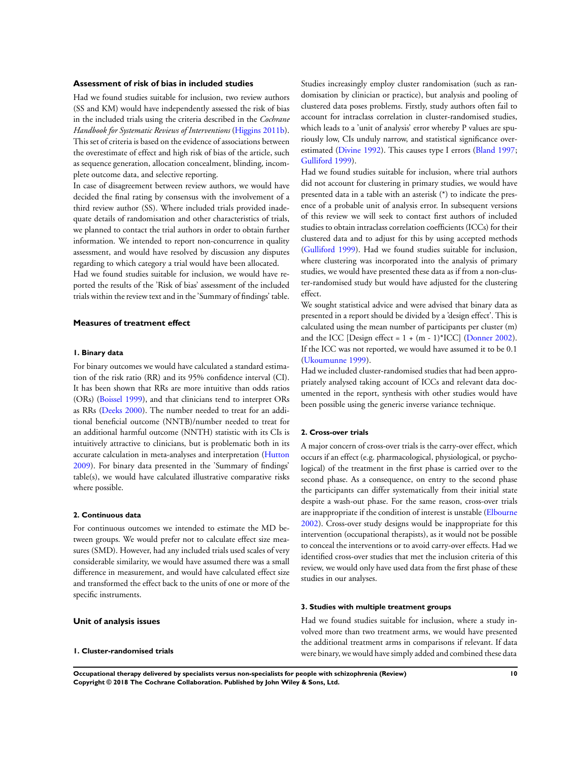### Assessment of risk of bias in included studies

Had we found studies suitable for inclusion, two review authors (SS and KM) would have independently assessed the risk of bias in the included trials using the criteria described in the *Cochrane Handbook for Systematic Reviews of Interventions* (Higgins 2011b). This set of criteria is based on the evidence of associations between the overestimate of effect and high risk of bias of the article, such as sequence generation, allocation concealment, blinding, incomplete outcome data, and selective reporting.

In case of disagreement between review authors, we would have decided the final rating by consensus with the involvement of a third review author (SS). Where included trials provided inadequate details of randomisation and other characteristics of trials, we planned to contact the trial authors in order to obtain further information. We intended to report non-concurrence in quality assessment, and would have resolved by discussion any disputes regarding to which category a trial would have been allocated.

Had we found studies suitable for inclusion, we would have reported the results of the 'Risk of bias' assessment of the included trials within the review text and in the 'Summary of findings' table.

### Measures of treatment effect

#### 1. Binary data

For binary outcomes we would have calculated a standard estimation of the risk ratio (RR) and its 95% confidence interval (CI). It has been shown that RRs are more intuitive than odds ratios (ORs) (Boissel 1999), and that clinicians tend to interpret ORs as RRs (Deeks 2000). The number needed to treat for an additional beneficial outcome (NNTB)/number needed to treat for an additional harmful outcome (NNTH) statistic with its CIs is intuitively attractive to clinicians, but is problematic both in its accurate calculation in meta-analyses and interpretation (Hutton 2009). For binary data presented in the 'Summary of findings' table(s), we would have calculated illustrative comparative risks where possible.

#### 2. Continuous data

For continuous outcomes we intended to estimate the MD between groups. We would prefer not to calculate effect size measures (SMD). However, had any included trials used scales of very considerable similarity, we would have assumed there was a small difference in measurement, and would have calculated effect size and transformed the effect back to the units of one or more of the specific instruments.

### Unit of analysis issues

#### 1. Cluster-randomised trials

Studies increasingly employ cluster randomisation (such as randomisation by clinician or practice), but analysis and pooling of clustered data poses problems. Firstly, study authors often fail to account for intraclass correlation in cluster-randomised studies, which leads to a 'unit of analysis' error whereby P values are spuriously low, CIs unduly narrow, and statistical significance overestimated (Divine 1992). This causes type I errors (Bland 1997; Gulliford 1999).

Had we found studies suitable for inclusion, where trial authors did not account for clustering in primary studies, we would have presented data in a table with an asterisk (*) to indicate the presence of a probable unit of analysis error. In subsequent versions of this review we will seek to contact first authors of included studies to obtain intraclass correlation coefficients (ICCs) for their clustered data and to adjust for this by using accepted methods (Gulliford 1999). Had we found studies suitable for inclusion, where clustering was incorporated into the analysis of primary studies, we would have presented these data as if from a non-cluster-randomised study but would have adjusted for the clustering effect.

We sought statistical advice and were advised that binary data as presented in a report should be divided by a 'design effect'. This is calculated using the mean number of participants per cluster (m) and the ICC [Design effect = $1 + (m - 1)*ICC$] (Donner 2002). If the ICC was not reported, we would have assumed it to be 0.1 (Ukoumunne 1999).

Had we included cluster-randomised studies that had been appropriately analysed taking account of ICCs and relevant data documented in the report, synthesis with other studies would have been possible using the generic inverse variance technique.

#### 2. Cross-over trials

A major concern of cross-over trials is the carry-over effect, which occurs if an effect (e.g. pharmacological, physiological, or psychological) of the treatment in the first phase is carried over to the second phase. As a consequence, on entry to the second phase the participants can differ systematically from their initial state despite a wash-out phase. For the same reason, cross-over trials are inappropriate if the condition of interest is unstable (Elbourne 2002). Cross-over study designs would be inappropriate for this intervention (occupational therapists), as it would not be possible to conceal the interventions or to avoid carry-over effects. Had we identified cross-over studies that met the inclusion criteria of this review, we would only have used data from the first phase of these studies in our analyses.

#### 3. Studies with multiple treatment groups

Had we found studies suitable for inclusion, where a study involved more than two treatment arms, we would have presented the additional treatment arms in comparisons if relevant. If data were binary, we would have simply added and combined these data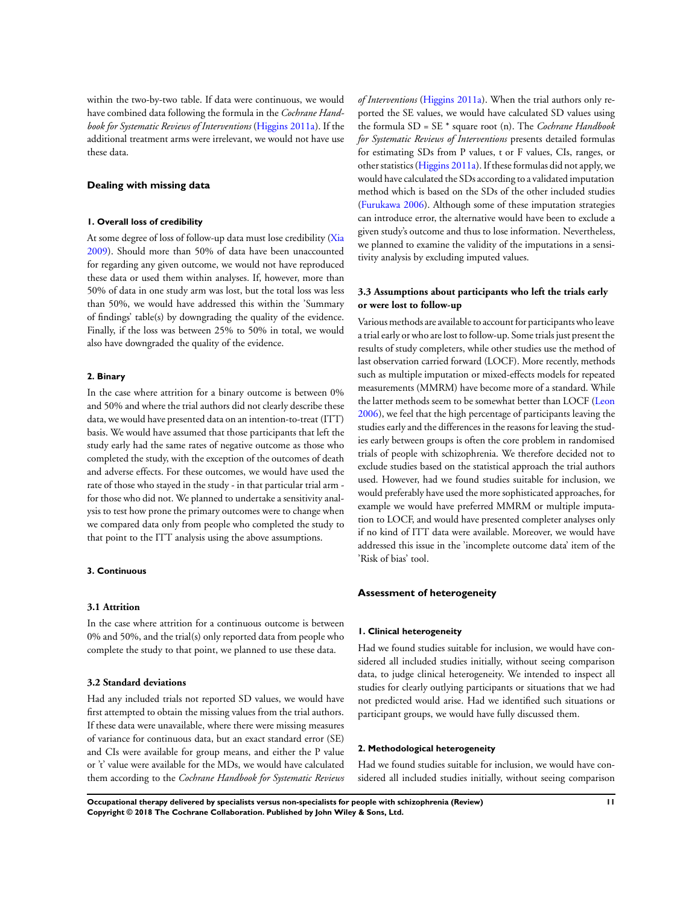within the two-by-two table. If data were continuous, we would have combined data following the formula in the *Cochrane Handbook for Systematic Reviews of Interventions* (Higgins 2011a). If the additional treatment arms were irrelevant, we would not have use these data.

### Dealing with missing data

#### 1. Overall loss of credibility

At some degree of loss of follow-up data must lose credibility (Xia 2009). Should more than 50% of data have been unaccounted for regarding any given outcome, we would not have reproduced these data or used them within analyses. If, however, more than 50% of data in one study arm was lost, but the total loss was less than 50%, we would have addressed this within the 'Summary of findings' table(s) by downgrading the quality of the evidence. Finally, if the loss was between 25% to 50% in total, we would also have downgraded the quality of the evidence.

#### 2. Binary

In the case where attrition for a binary outcome is between 0% and 50% and where the trial authors did not clearly describe these data, we would have presented data on an intention-to-treat (ITT) basis. We would have assumed that those participants that left the study early had the same rates of negative outcome as those who completed the study, with the exception of the outcomes of death and adverse effects. For these outcomes, we would have used the rate of those who stayed in the study - in that particular trial arm - for those who did not. We planned to undertake a sensitivity analysis to test how prone the primary outcomes were to change when we compared data only from people who completed the study to that point to the ITT analysis using the above assumptions.

#### 3. Continuous

##### 3.1 Attrition

In the case where attrition for a continuous outcome is between 0% and 50%, and the trial(s) only reported data from people who complete the study to that point, we planned to use these data.

##### 3.2 Standard deviations

Had any included trials not reported SD values, we would have first attempted to obtain the missing values from the trial authors. If these data were unavailable, where there were missing measures of variance for continuous data, but an exact standard error (SE) and CIs were available for group means, and either the P value or 't' value were available for the MDs, we would have calculated them according to the *Cochrane Handbook for Systematic Reviews of Interventions* (Higgins 2011a). When the trial authors only reported the SE values, we would have calculated SD values using the formula SD = SE * square root (n). The *Cochrane Handbook for Systematic Reviews of Interventions* presents detailed formulas for estimating SDs from P values, t or F values, CIs, ranges, or other statistics (Higgins 2011a). If these formulas did not apply, we would have calculated the SDs according to a validated imputation method which is based on the SDs of the other included studies (Furukawa 2006). Although some of these imputation strategies can introduce error, the alternative would have been to exclude a given study's outcome and thus to lose information. Nevertheless, we planned to examine the validity of the imputations in a sensitivity analysis by excluding imputed values.

##### 3.3 Assumptions about participants who left the trials early or were lost to follow-up

Various methods are available to account for participants who leave a trial early or who are lost to follow-up. Some trials just present the results of study completers, while other studies use the method of last observation carried forward (LOCF). More recently, methods such as multiple imputation or mixed-effects models for repeated measurements (MMRM) have become more of a standard. While the latter methods seem to be somewhat better than LOCF (Leon 2006), we feel that the high percentage of participants leaving the studies early and the differences in the reasons for leaving the studies early between groups is often the core problem in randomised trials of people with schizophrenia. We therefore decided not to exclude studies based on the statistical approach the trial authors used. However, had we found studies suitable for inclusion, we would preferably have used the more sophisticated approaches, for example we would have preferred MMRM or multiple imputation to LOCF, and would have presented completer analyses only if no kind of ITT data were available. Moreover, we would have addressed this issue in the 'incomplete outcome data' item of the 'Risk of bias' tool.

### Assessment of heterogeneity

#### 1. Clinical heterogeneity

Had we found studies suitable for inclusion, we would have considered all included studies initially, without seeing comparison data, to judge clinical heterogeneity. We intended to inspect all studies for clearly outlying participants or situations that we had not predicted would arise. Had we identified such situations or participant groups, we would have fully discussed them.

#### 2. Methodological heterogeneity

Had we found studies suitable for inclusion, we would have considered all included studies initially, without seeing comparison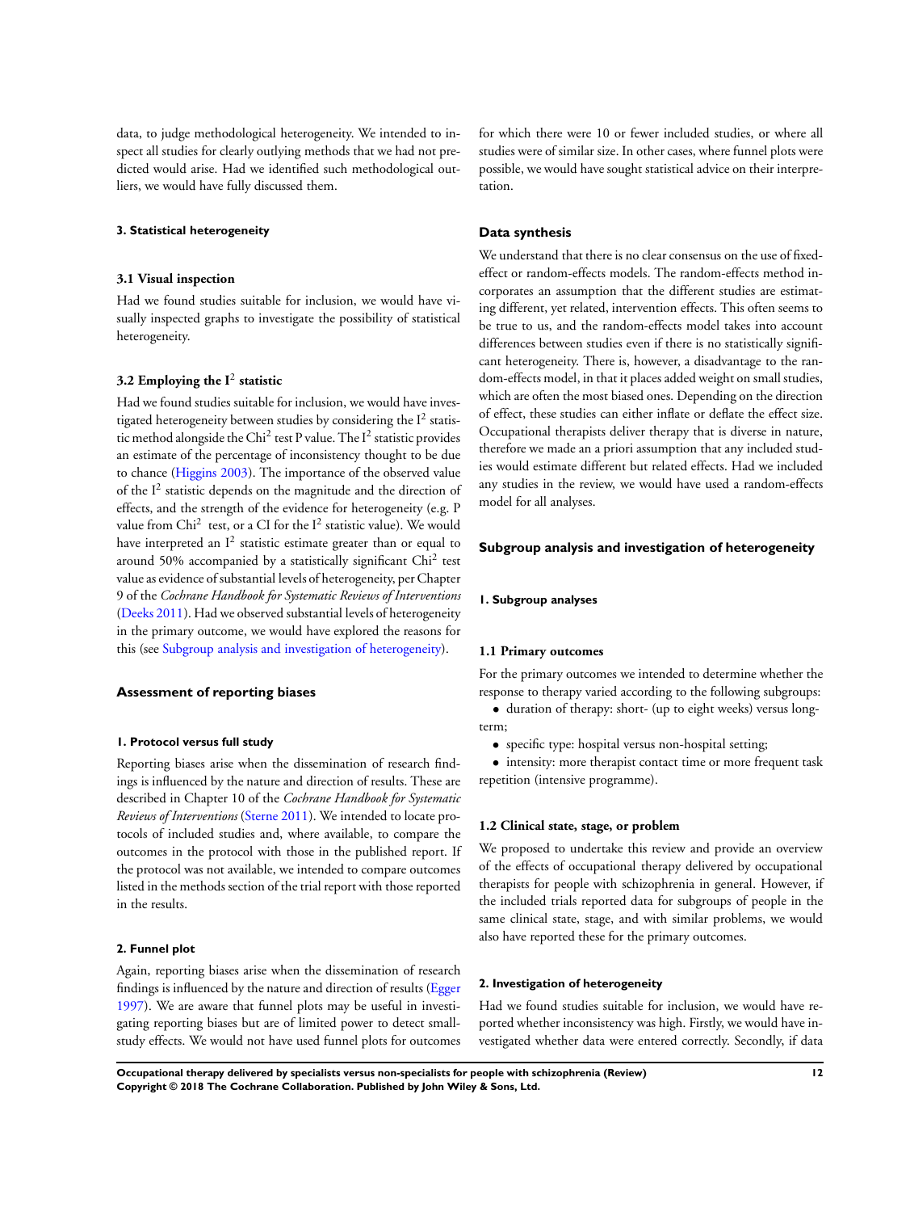data, to judge methodological heterogeneity. We intended to inspect all studies for clearly outlying methods that we had not predicted would arise. Had we identified such methodological outliers, we would have fully discussed them.

#### 3. Statistical heterogeneity

##### 3.1 Visual inspection

Had we found studies suitable for inclusion, we would have visually inspected graphs to investigate the possibility of statistical heterogeneity.

##### 3.2 Employing the $I^2$ statistic

Had we found studies suitable for inclusion, we would have investigated heterogeneity between studies by considering the $I^2$ statistic method alongside the $Chi^2$ test P value. The $I^2$ statistic provides an estimate of the percentage of inconsistency thought to be due to chance (Higgins 2003). The importance of the observed value of the $I^2$ statistic depends on the magnitude and the direction of effects, and the strength of the evidence for heterogeneity (e.g. P value from $Chi^2$ test, or a CI for the $I^2$ statistic value). We would have interpreted an $I^2$ statistic estimate greater than or equal to around 50% accompanied by a statistically significant $Chi^2$ test value as evidence of substantial levels of heterogeneity, per Chapter 9 of the *Cochrane Handbook for Systematic Reviews of Interventions* (Deeks 2011). Had we observed substantial levels of heterogeneity in the primary outcome, we would have explored the reasons for this (see Subgroup analysis and investigation of heterogeneity).

### Assessment of reporting biases

#### 1. Protocol versus full study

Reporting biases arise when the dissemination of research findings is influenced by the nature and direction of results. These are described in Chapter 10 of the *Cochrane Handbook for Systematic Reviews of Interventions* (Sterne 2011). We intended to locate protocols of included studies and, where available, to compare the outcomes in the protocol with those in the published report. If the protocol was not available, we intended to compare outcomes listed in the methods section of the trial report with those reported in the results.

#### 2. Funnel plot

Again, reporting biases arise when the dissemination of research findings is influenced by the nature and direction of results (Egger 1997). We are aware that funnel plots may be useful in investigating reporting biases but are of limited power to detect small-study effects. We would not have used funnel plots for outcomes for which there were 10 or fewer included studies, or where all studies were of similar size. In other cases, where funnel plots were possible, we would have sought statistical advice on their interpretation.

### Data synthesis

We understand that there is no clear consensus on the use of fixed-effect or random-effects models. The random-effects method incorporates an assumption that the different studies are estimating different, yet related, intervention effects. This often seems to be true to us, and the random-effects model takes into account differences between studies even if there is no statistically significant heterogeneity. There is, however, a disadvantage to the random-effects model, in that it places added weight on small studies, which are often the most biased ones. Depending on the direction of effect, these studies can either inflate or deflate the effect size. Occupational therapists deliver therapy that is diverse in nature, therefore we made an a priori assumption that any included studies would estimate different but related effects. Had we included any studies in the review, we would have used a random-effects model for all analyses.

### Subgroup analysis and investigation of heterogeneity

#### 1. Subgroup analyses

##### 1.1 Primary outcomes

For the primary outcomes we intended to determine whether the response to therapy varied according to the following subgroups:

- duration of therapy: short- (up to eight weeks) versus long-term;
- specific type: hospital versus non-hospital setting;
- intensity: more therapist contact time or more frequent task repetition (intensive programme).

##### 1.2 Clinical state, stage, or problem

We proposed to undertake this review and provide an overview of the effects of occupational therapy delivered by occupational therapists for people with schizophrenia in general. However, if the included trials reported data for subgroups of people in the same clinical state, stage, and with similar problems, we would also have reported these for the primary outcomes.

#### 2. Investigation of heterogeneity

Had we found studies suitable for inclusion, we would have reported whether inconsistency was high. Firstly, we would have investigated whether data were entered correctly. Secondly, if data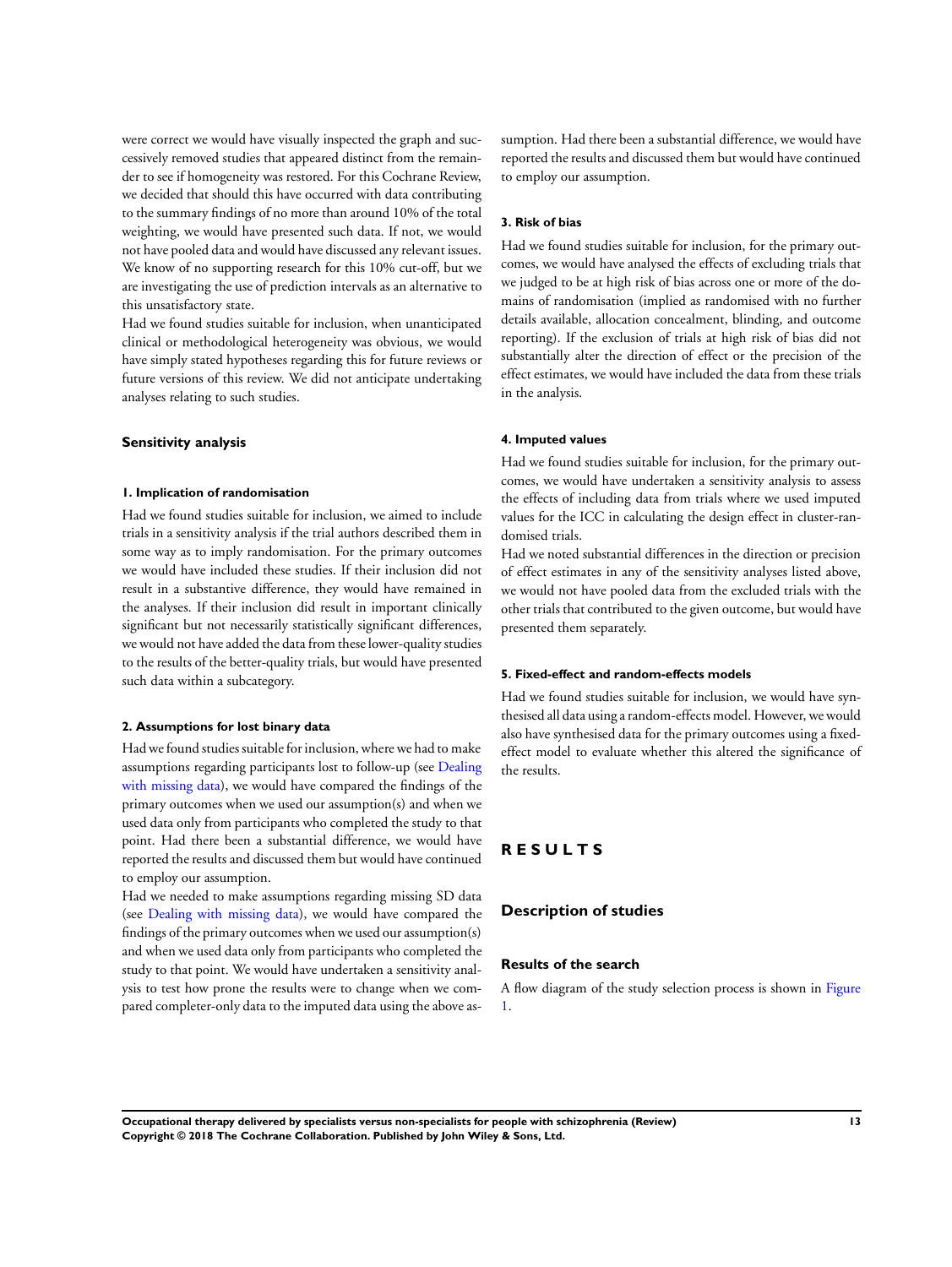were correct we would have visually inspected the graph and successively removed studies that appeared distinct from the remainder to see if homogeneity was restored. For this Cochrane Review, we decided that should this have occurred with data contributing to the summary findings of no more than around 10% of the total weighting, we would have presented such data. If not, we would not have pooled data and would have discussed any relevant issues. We know of no supporting research for this 10% cut-off, but we are investigating the use of prediction intervals as an alternative to this unsatisfactory state.

Had we found studies suitable for inclusion, when unanticipated clinical or methodological heterogeneity was obvious, we would have simply stated hypotheses regarding this for future reviews or future versions of this review. We did not anticipate undertaking analyses relating to such studies.

### Sensitivity analysis

#### 1. Implication of randomisation

Had we found studies suitable for inclusion, we aimed to include trials in a sensitivity analysis if the trial authors described them in some way as to imply randomisation. For the primary outcomes we would have included these studies. If their inclusion did not result in a substantive difference, they would have remained in the analyses. If their inclusion did result in important clinically significant but not necessarily statistically significant differences, we would not have added the data from these lower-quality studies to the results of the better-quality trials, but would have presented such data within a subcategory.

#### 2. Assumptions for lost binary data

Had we found studies suitable for inclusion, where we had to make assumptions regarding participants lost to follow-up (see Dealing with missing data), we would have compared the findings of the primary outcomes when we used our assumption(s) and when we used data only from participants who completed the study to that point. Had there been a substantial difference, we would have reported the results and discussed them but would have continued to employ our assumption.

Had we needed to make assumptions regarding missing SD data (see Dealing with missing data), we would have compared the findings of the primary outcomes when we used our assumption(s) and when we used data only from participants who completed the study to that point. We would have undertaken a sensitivity analysis to test how prone the results were to change when we compared completer-only data to the imputed data using the above assumption. Had there been a substantial difference, we would have reported the results and discussed them but would have continued to employ our assumption.

#### 3. Risk of bias

Had we found studies suitable for inclusion, for the primary outcomes, we would have analysed the effects of excluding trials that we judged to be at high risk of bias across one or more of the domains of randomisation (implied as randomised with no further details available, allocation concealment, blinding, and outcome reporting). If the exclusion of trials at high risk of bias did not substantially alter the direction of effect or the precision of the effect estimates, we would have included the data from these trials in the analysis.

#### 4. Imputed values

Had we found studies suitable for inclusion, for the primary outcomes, we would have undertaken a sensitivity analysis to assess the effects of including data from trials where we used imputed values for the ICC in calculating the design effect in cluster-randomised trials.

Had we noted substantial differences in the direction or precision of effect estimates in any of the sensitivity analyses listed above, we would not have pooled data from the excluded trials with the other trials that contributed to the given outcome, but would have presented them separately.

#### 5. Fixed-effect and random-effects models

Had we found studies suitable for inclusion, we would have synthesised all data using a random-effects model. However, we would also have synthesised data for the primary outcomes using a fixed-effect model to evaluate whether this altered the significance of the results.

# RESULTS

## Description of studies

### Results of the search

A flow diagram of the study selection process is shown in Figure 1.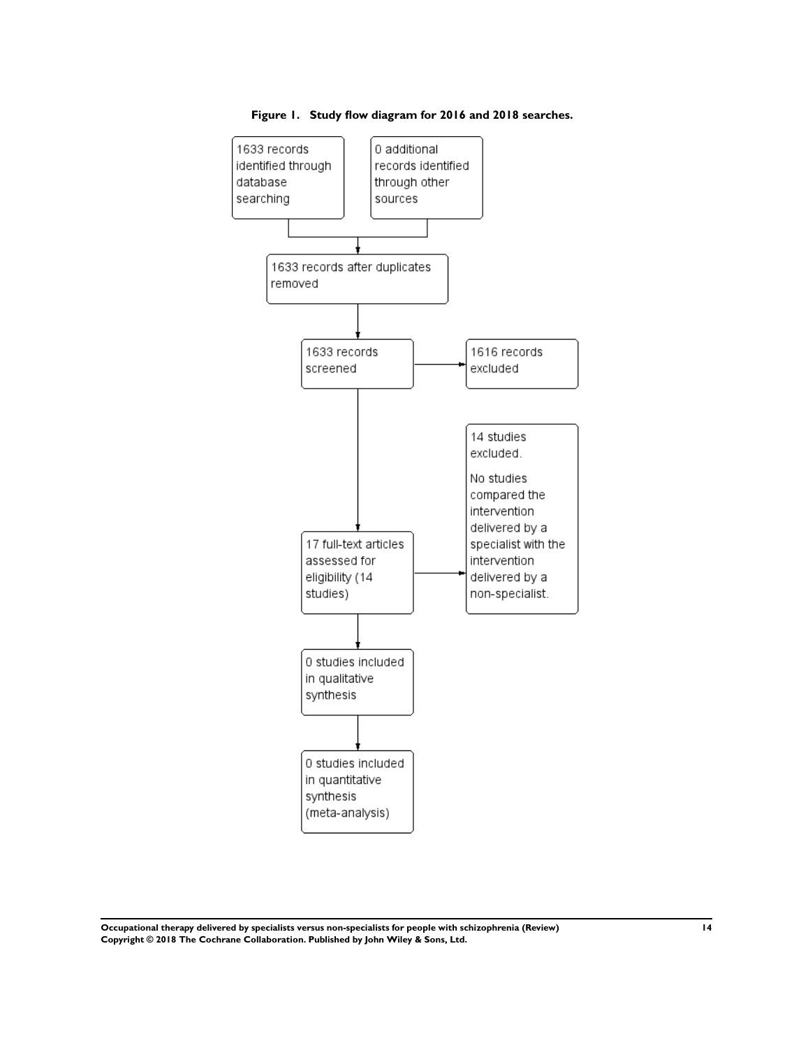**Figure 1. Study flow diagram for 2016 and 2018 searches.**

1633 records identified through database searching

0 additional records identified through other sources

1633 records after duplicates removed

1633 records screened

1616 records excluded

17 full-text articles assessed for eligibility (14 studies)

14 studies excluded.

No studies compared the intervention delivered by a specialist with the intervention delivered by a non-specialist.

0 studies included in qualitative synthesis

0 studies included in quantitative synthesis (meta-analysis)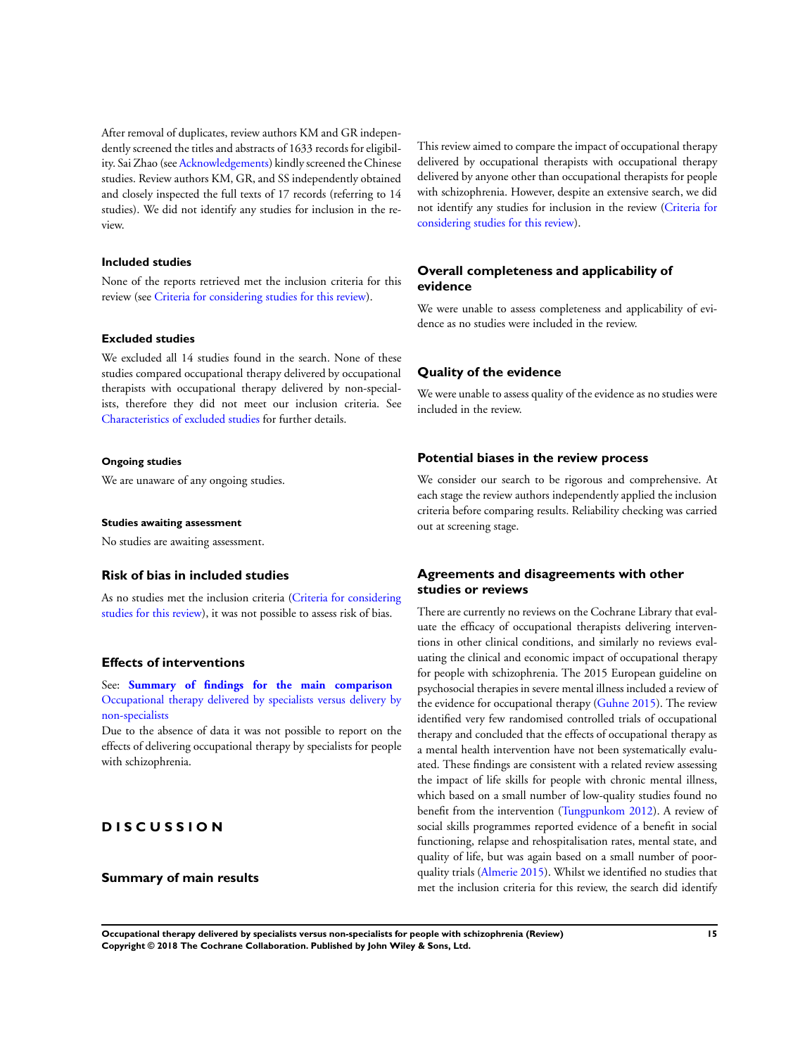After removal of duplicates, review authors KM and GR independently screened the titles and abstracts of 1633 records for eligibility. Sai Zhao (see Acknowledgements) kindly screened the Chinese studies. Review authors KM, GR, and SS independently obtained and closely inspected the full texts of 17 records (referring to 14 studies). We did not identify any studies for inclusion in the review.

### Included studies

None of the reports retrieved met the inclusion criteria for this review (see Criteria for considering studies for this review).

### Excluded studies

We excluded all 14 studies found in the search. None of these studies compared occupational therapy delivered by occupational therapists with occupational therapy delivered by non-specialists, therefore they did not meet our inclusion criteria. See Characteristics of excluded studies for further details.

#### Ongoing studies

We are unaware of any ongoing studies.

#### Studies awaiting assessment

No studies are awaiting assessment.

## Risk of bias in included studies

As no studies met the inclusion criteria (Criteria for considering studies for this review), it was not possible to assess risk of bias.

## Effects of interventions

See: **Summary of findings for the main comparison** Occupational therapy delivered by specialists versus delivery by non-specialists

Due to the absence of data it was not possible to report on the effects of delivering occupational therapy by specialists for people with schizophrenia.

# DISCUSSION

## Summary of main results

This review aimed to compare the impact of occupational therapy delivered by occupational therapists with occupational therapy delivered by anyone other than occupational therapists for people with schizophrenia. However, despite an extensive search, we did not identify any studies for inclusion in the review (Criteria for considering studies for this review).

## Overall completeness and applicability of evidence

We were unable to assess completeness and applicability of evidence as no studies were included in the review.

## Quality of the evidence

We were unable to assess quality of the evidence as no studies were included in the review.

## Potential biases in the review process

We consider our search to be rigorous and comprehensive. At each stage the review authors independently applied the inclusion criteria before comparing results. Reliability checking was carried out at screening stage.

## Agreements and disagreements with other studies or reviews

There are currently no reviews on the Cochrane Library that evaluate the efficacy of occupational therapists delivering interventions in other clinical conditions, and similarly no reviews evaluating the clinical and economic impact of occupational therapy for people with schizophrenia. The 2015 European guideline on psychosocial therapies in severe mental illness included a review of the evidence for occupational therapy (Guhne 2015). The review identified very few randomised controlled trials of occupational therapy and concluded that the effects of occupational therapy as a mental health intervention have not been systematically evaluated. These findings are consistent with a related review assessing the impact of life skills for people with chronic mental illness, which based on a small number of low-quality studies found no benefit from the intervention (Tungpunkom 2012). A review of social skills programmes reported evidence of a benefit in social functioning, relapse and rehospitalisation rates, mental state, and quality of life, but was again based on a small number of poor-quality trials (Almerie 2015). Whilst we identified no studies that met the inclusion criteria for this review, the search did identify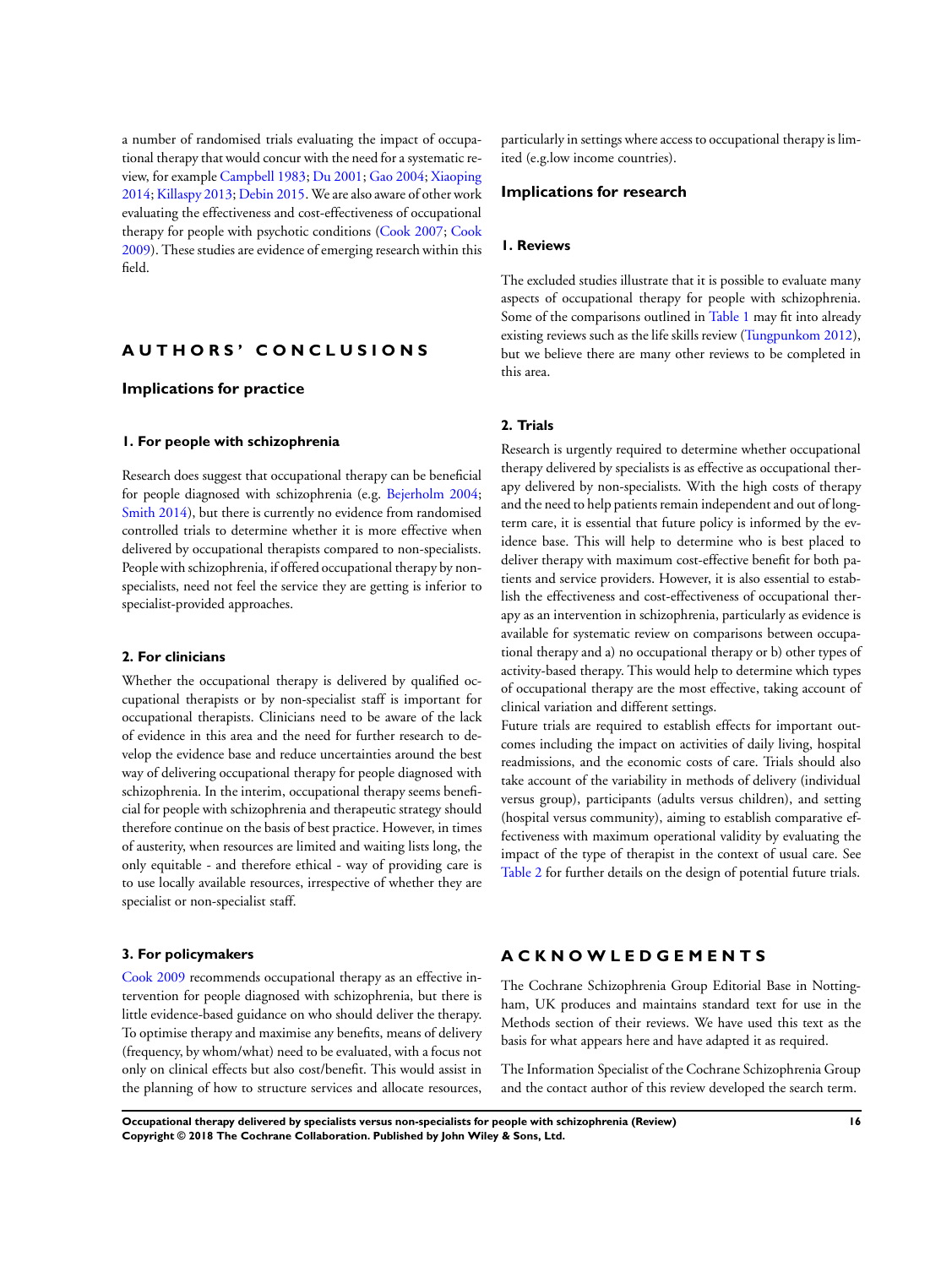a number of randomised trials evaluating the impact of occupational therapy that would concur with the need for a systematic review, for example Campbell 1983; Du 2001; Gao 2004; Xiaoping 2014; Killaspy 2013; Debin 2015. We are also aware of other work evaluating the effectiveness and cost-effectiveness of occupational therapy for people with psychotic conditions (Cook 2007; Cook 2009). These studies are evidence of emerging research within this field.

# AUTHORS' CONCLUSIONS

## Implications for practice

### 1. For people with schizophrenia

Research does suggest that occupational therapy can be beneficial for people diagnosed with schizophrenia (e.g. Bejerholm 2004; Smith 2014), but there is currently no evidence from randomised controlled trials to determine whether it is more effective when delivered by occupational therapists compared to non-specialists. People with schizophrenia, if offered occupational therapy by non-specialists, need not feel the service they are getting is inferior to specialist-provided approaches.

### 2. For clinicians

Whether the occupational therapy is delivered by qualified occupational therapists or by non-specialist staff is important for occupational therapists. Clinicians need to be aware of the lack of evidence in this area and the need for further research to develop the evidence base and reduce uncertainties around the best way of delivering occupational therapy for people diagnosed with schizophrenia. In the interim, occupational therapy seems beneficial for people with schizophrenia and therapeutic strategy should therefore continue on the basis of best practice. However, in times of austerity, when resources are limited and waiting lists long, the only equitable - and therefore ethical - way of providing care is to use locally available resources, irrespective of whether they are specialist or non-specialist staff.

### 3. For policymakers

Cook 2009 recommends occupational therapy as an effective intervention for people diagnosed with schizophrenia, but there is little evidence-based guidance on who should deliver the therapy. To optimise therapy and maximise any benefits, means of delivery (frequency, by whom/what) need to be evaluated, with a focus not only on clinical effects but also cost/benefit. This would assist in the planning of how to structure services and allocate resources, particularly in settings where access to occupational therapy is limited (e.g.low income countries).

## Implications for research

### 1. Reviews

The excluded studies illustrate that it is possible to evaluate many aspects of occupational therapy for people with schizophrenia. Some of the comparisons outlined in Table 1 may fit into already existing reviews such as the life skills review (Tungpunkom 2012), but we believe there are many other reviews to be completed in this area.

### 2. Trials

Research is urgently required to determine whether occupational therapy delivered by specialists is as effective as occupational therapy delivered by non-specialists. With the high costs of therapy and the need to help patients remain independent and out of long-term care, it is essential that future policy is informed by the evidence base. This will help to determine who is best placed to deliver therapy with maximum cost-effective benefit for both patients and service providers. However, it is also essential to establish the effectiveness and cost-effectiveness of occupational therapy as an intervention in schizophrenia, particularly as evidence is available for systematic review on comparisons between occupational therapy and a) no occupational therapy or b) other types of activity-based therapy. This would help to determine which types of occupational therapy are the most effective, taking account of clinical variation and different settings.

Future trials are required to establish effects for important outcomes including the impact on activities of daily living, hospital readmissions, and the economic costs of care. Trials should also take account of the variability in methods of delivery (individual versus group), participants (adults versus children), and setting (hospital versus community), aiming to establish comparative effectiveness with maximum operational validity by evaluating the impact of the type of therapist in the context of usual care. See Table 2 for further details on the design of potential future trials.

# ACKNOWLEDGEMENTS

The Cochrane Schizophrenia Group Editorial Base in Nottingham, UK produces and maintains standard text for use in the Methods section of their reviews. We have used this text as the basis for what appears here and have adapted it as required.

The Information Specialist of the Cochrane Schizophrenia Group and the contact author of this review developed the search term.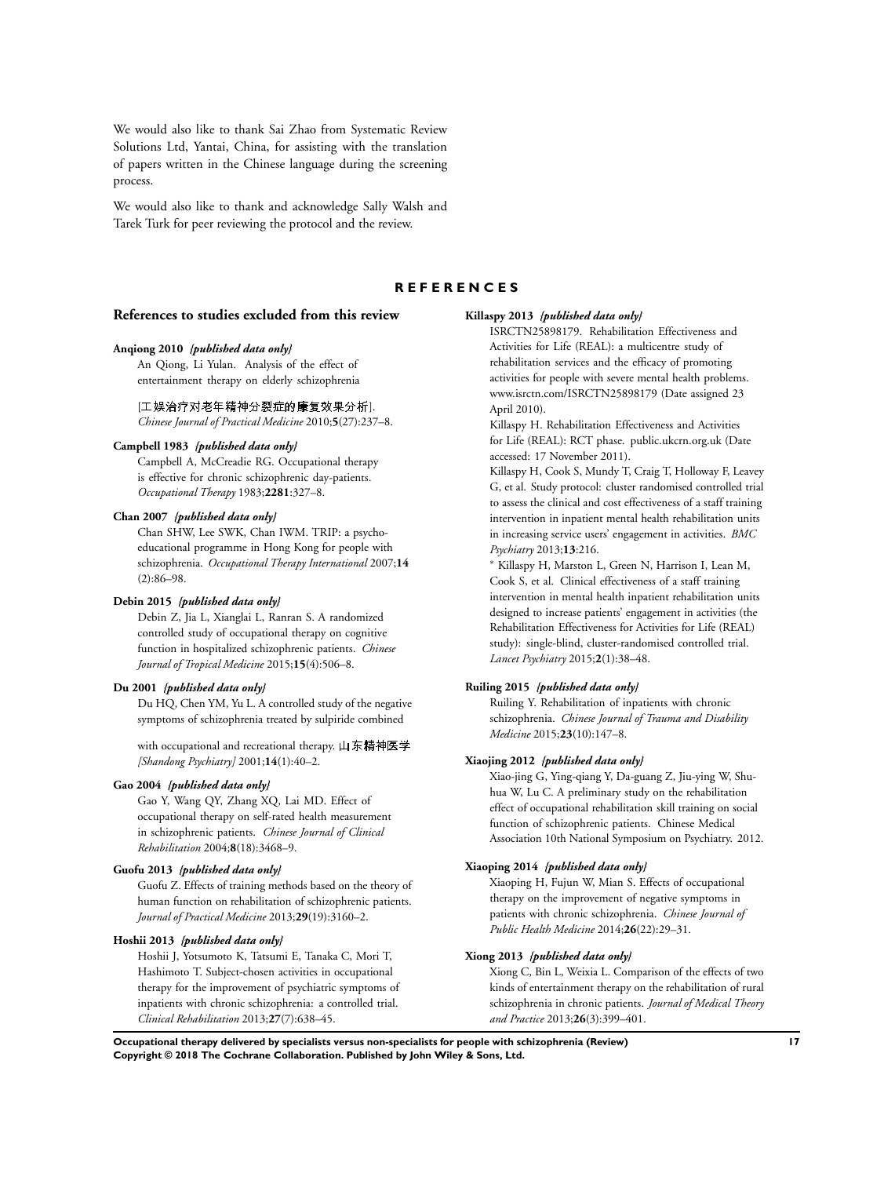We would also like to thank Sai Zhao from Systematic Review Solutions Ltd, Yantai, China, for assisting with the translation of papers written in the Chinese language during the screening process.

We would also like to thank and acknowledge Sally Walsh and Tarek Turk for peer reviewing the protocol and the review.

# REFERENCES

## References to studies excluded from this review

**Anqiong 2010** *{published data only}*

An Qiong, Li Yulan. Analysis of the effect of entertainment therapy on elderly schizophrenia [工娱治疗对老年精神分裂症的康复效果分析]. *Chinese Journal of Practical Medicine* 2010;**5**(27):237–8.

**Campbell 1983** *{published data only}*

Campbell A, McCreadie RG. Occupational therapy is effective for chronic schizophrenic day-patients. *Occupational Therapy* 1983;**2281**:327–8.

**Chan 2007** *{published data only}*

Chan SHW, Lee SWK, Chan IWM. TRIP: a psycho-educational programme in Hong Kong for people with schizophrenia. *Occupational Therapy International* 2007;**14**(2):86–98.

**Debin 2015** *{published data only}*

Debin Z, Jia L, Xianglai L, Ranran S. A randomized controlled study of occupational therapy on cognitive function in hospitalized schizophrenic patients. *Chinese Journal of Tropical Medicine* 2015;**15**(4):506–8.

**Du 2001** *{published data only}*

Du HQ, Chen YM, Yu L. A controlled study of the negative symptoms of schizophrenia treated by sulpiride combined with occupational and recreational therapy. 山东精神医学 *[Shandong Psychiatry]* 2001;**14**(1):40–2.

**Gao 2004** *{published data only}*

Gao Y, Wang QY, Zhang XQ, Lai MD. Effect of occupational therapy on self-rated health measurement in schizophrenic patients. *Chinese Journal of Clinical Rehabilitation* 2004;**8**(18):3468–9.

**Guofu 2013** *{published data only}*

Guofu Z. Effects of training methods based on the theory of human function on rehabilitation of schizophrenic patients. *Journal of Practical Medicine* 2013;**29**(19):3160–2.

**Hoshii 2013** *{published data only}*

Hoshii J, Yotsumoto K, Tatsumi E, Tanaka C, Mori T, Hashimoto T. Subject-chosen activities in occupational therapy for the improvement of psychiatric symptoms of inpatients with chronic schizophrenia: a controlled trial. *Clinical Rehabilitation* 2013;**27**(7):638–45.

**Killaspy 2013** *{published data only}*

ISRCTN25898179. Rehabilitation Effectiveness and Activities for Life (REAL): a multicentre study of rehabilitation services and the efficacy of promoting activities for people with severe mental health problems. www.isrctn.com/ISRCTN25898179 (Date assigned 23 April 2010).

Killaspy H. Rehabilitation Effectiveness and Activities for Life (REAL): RCT phase. public.ukcrn.org.uk (Date accessed: 17 November 2011).

Killaspy H, Cook S, Mundy T, Craig T, Holloway F, Leavey G, et al. Study protocol: cluster randomised controlled trial to assess the clinical and cost effectiveness of a staff training intervention in inpatient mental health rehabilitation units in increasing service users' engagement in activities. *BMC Psychiatry* 2013;**13**:216.

* Killaspy H, Marston L, Green N, Harrison I, Lean M, Cook S, et al. Clinical effectiveness of a staff training intervention in mental health inpatient rehabilitation units designed to increase patients' engagement in activities (the Rehabilitation Effectiveness for Activities for Life (REAL) study): single-blind, cluster-randomised controlled trial. *Lancet Psychiatry* 2015;**2**(1):38–48.

**Ruiling 2015** *{published data only}*

Ruiling Y. Rehabilitation of inpatients with chronic schizophrenia. *Chinese Journal of Trauma and Disability Medicine* 2015;**23**(10):147–8.

**Xiaojing 2012** *{published data only}*

Xiao-jing G, Ying-qiang Y, Da-guang Z, Jiu-ying W, Shu-hua W, Lu C. A preliminary study on the rehabilitation effect of occupational rehabilitation skill training on social function of schizophrenic patients. Chinese Medical Association 10th National Symposium on Psychiatry. 2012.

**Xiaoping 2014** *{published data only}*

Xiaoping H, Fujun W, Mian S. Effects of occupational therapy on the improvement of negative symptoms in patients with chronic schizophrenia. *Chinese Journal of Public Health Medicine* 2014;**26**(22):29–31.

**Xiong 2013** *{published data only}*

Xiong C, Bin L, Weixia L. Comparison of the effects of two kinds of entertainment therapy on the rehabilitation of rural schizophrenia in chronic patients. *Journal of Medical Theory and Practice* 2013;**26**(3):399–401.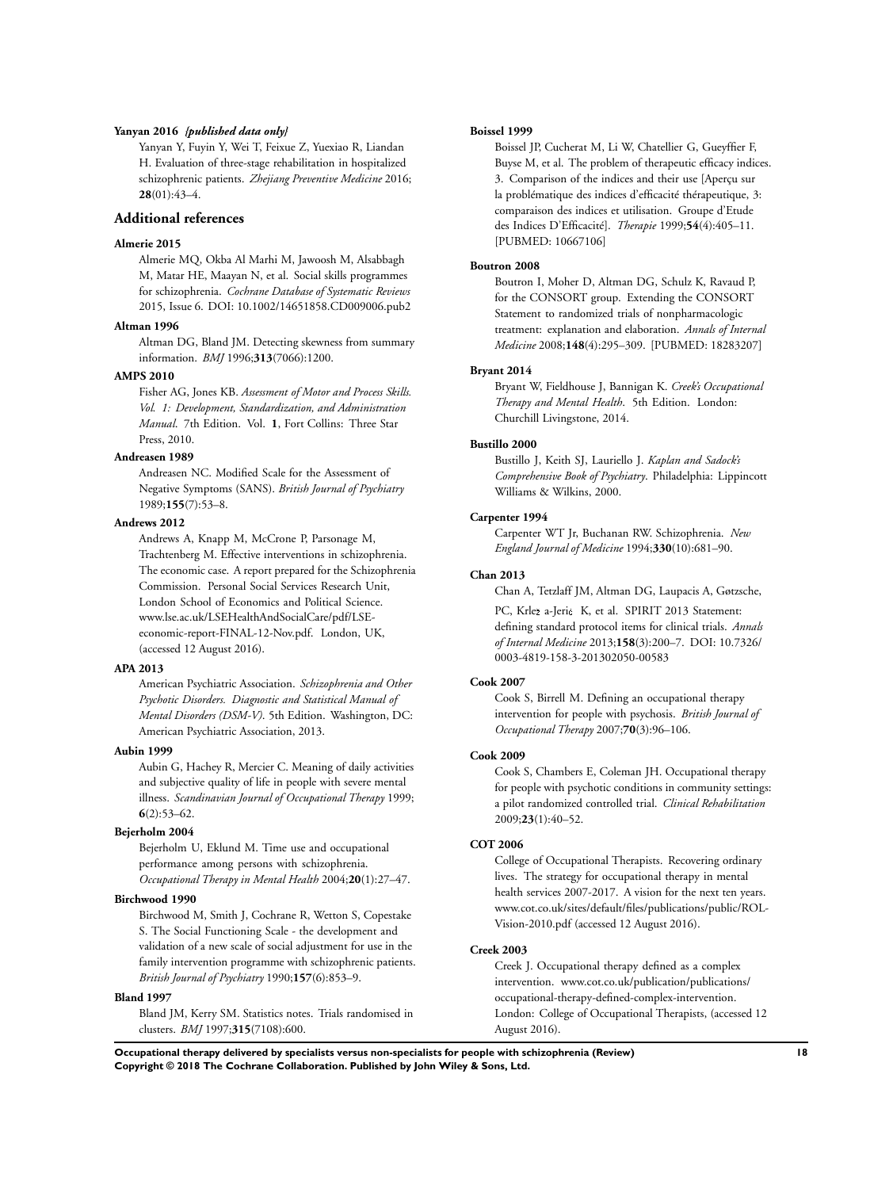**Yanyan 2016** *{published data only}*

Yanyan Y, Fuyin Y, Wei T, Feixue Z, Yuexiao R, Liandan H. Evaluation of three-stage rehabilitation in hospitalized schizophrenic patients. *Zhejiang Preventive Medicine* 2016; **28**(01):43–4.

## Additional references

**Almerie 2015**

Almerie MQ, Okba Al Marhi M, Jawoosh M, Alsabbagh M, Matar HE, Maayan N, et al. Social skills programmes for schizophrenia. *Cochrane Database of Systematic Reviews* 2015, Issue 6. DOI: 10.1002/14651858.CD009006.pub2

**Altman 1996**

Altman DG, Bland JM. Detecting skewness from summary information. *BMJ* 1996;**313**(7066):1200.

**AMPS 2010**

Fisher AG, Jones KB. *Assessment of Motor and Process Skills. Vol. 1: Development, Standardization, and Administration Manual*. 7th Edition. Vol. **1**, Fort Collins: Three Star Press, 2010.

**Andreasen 1989**

Andreasen NC. Modified Scale for the Assessment of Negative Symptoms (SANS). *British Journal of Psychiatry* 1989;**155**(7):53–8.

**Andrews 2012**

Andrews A, Knapp M, McCrone P, Parsonage M, Trachtenberg M. Effective interventions in schizophrenia. The economic case. A report prepared for the Schizophrenia Commission. Personal Social Services Research Unit, London School of Economics and Political Science. www.lse.ac.uk/LSEHealthAndSocialCare/pdf/LSE-economic-report-FINAL-12-Nov.pdf. London, UK, (accessed 12 August 2016).

**APA 2013**

American Psychiatric Association. *Schizophrenia and Other Psychotic Disorders. Diagnostic and Statistical Manual of Mental Disorders (DSM-V)*. 5th Edition. Washington, DC: American Psychiatric Association, 2013.

**Aubin 1999**

Aubin G, Hachey R, Mercier C. Meaning of daily activities and subjective quality of life in people with severe mental illness. *Scandinavian Journal of Occupational Therapy* 1999; **6**(2):53–62.

**Bejerholm 2004**

Bejerholm U, Eklund M. Time use and occupational performance among persons with schizophrenia. *Occupational Therapy in Mental Health* 2004;**20**(1):27–47.

**Birchwood 1990**

Birchwood M, Smith J, Cochrane R, Wetton S, Copestake S. The Social Functioning Scale - the development and validation of a new scale of social adjustment for use in the family intervention programme with schizophrenic patients. *British Journal of Psychiatry* 1990;**157**(6):853–9.

**Bland 1997**

Bland JM, Kerry SM. Statistics notes. Trials randomised in clusters. *BMJ* 1997;**315**(7108):600.

**Boissel 1999**

Boissel JP, Cucherat M, Li W, Chatellier G, Gueyffier F, Buyse M, et al. The problem of therapeutic efficacy indices. 3. Comparison of the indices and their use [Aperçu sur la problématique des indices d'efficacité thérapeutique, 3: comparaison des indices et utilisation. Groupe d'Etude des Indices D'Efficacité]. *Therapie* 1999;**54**(4):405–11. [PUBMED: 10667106]

**Boutron 2008**

Boutron I, Moher D, Altman DG, Schulz K, Ravaud P, for the CONSORT group. Extending the CONSORT Statement to randomized trials of nonpharmacologic treatment: explanation and elaboration. *Annals of Internal Medicine* 2008;**148**(4):295–309. [PUBMED: 18283207]

**Bryant 2014**

Bryant W, Fieldhouse J, Bannigan K. *Creek's Occupational Therapy and Mental Health*. 5th Edition. London: Churchill Livingstone, 2014.

**Bustillo 2000**

Bustillo J, Keith SJ, Lauriello J. *Kaplan and Sadock's Comprehensive Book of Psychiatry*. Philadelphia: Lippincott Williams & Wilkins, 2000.

**Carpenter 1994**

Carpenter WT Jr, Buchanan RW. Schizophrenia. *New England Journal of Medicine* 1994;**330**(10):681–90.

**Chan 2013**

Chan A, Tetzlaff JM, Altman DG, Laupacis A, Gøtzsche, PC, Krleža-Jerić K, et al. SPIRIT 2013 Statement: defining standard protocol items for clinical trials. *Annals of Internal Medicine* 2013;**158**(3):200–7. DOI: 10.7326/0003-4819-158-3-201302050-00583

**Cook 2007**

Cook S, Birrell M. Defining an occupational therapy intervention for people with psychosis. *British Journal of Occupational Therapy* 2007;**70**(3):96–106.

**Cook 2009**

Cook S, Chambers E, Coleman JH. Occupational therapy for people with psychotic conditions in community settings: a pilot randomized controlled trial. *Clinical Rehabilitation* 2009;**23**(1):40–52.

**COT 2006**

College of Occupational Therapists. Recovering ordinary lives. The strategy for occupational therapy in mental health services 2007-2017. A vision for the next ten years. www.cot.co.uk/sites/default/files/publications/public/ROL-Vision-2010.pdf (accessed 12 August 2016).

**Creek 2003**

Creek J. Occupational therapy defined as a complex intervention. www.cot.co.uk/publication/publications/occupational-therapy-defined-complex-intervention. London: College of Occupational Therapists, (accessed 12 August 2016).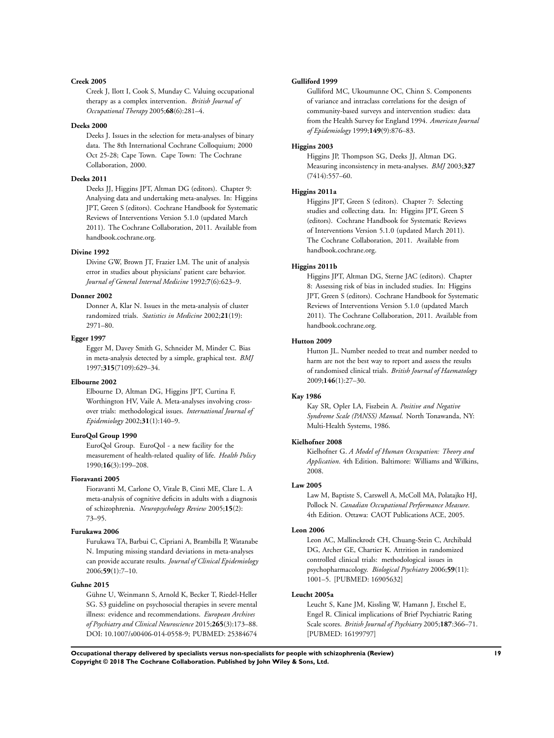**Creek 2005**

Creek J, Ilott I, Cook S, Munday C. Valuing occupational therapy as a complex intervention. *British Journal of Occupational Therapy* 2005;**68**(6):281–4.

**Deeks 2000**

Deeks J. Issues in the selection for meta-analyses of binary data. The 8th International Cochrane Colloquium; 2000 Oct 25-28; Cape Town. Cape Town: The Cochrane Collaboration, 2000.

**Deeks 2011**

Deeks JJ, Higgins JPT, Altman DG (editors). Chapter 9: Analysing data and undertaking meta-analyses. In: Higgins JPT, Green S (editors). Cochrane Handbook for Systematic Reviews of Interventions Version 5.1.0 (updated March 2011). The Cochrane Collaboration, 2011. Available from handbook.cochrane.org.

**Divine 1992**

Divine GW, Brown JT, Frazier LM. The unit of analysis error in studies about physicians' patient care behavior. *Journal of General Internal Medicine* 1992;**7**(6):623–9.

**Donner 2002**

Donner A, Klar N. Issues in the meta-analysis of cluster randomized trials. *Statistics in Medicine* 2002;**21**(19): 2971–80.

**Egger 1997**

Egger M, Davey Smith G, Schneider M, Minder C. Bias in meta-analysis detected by a simple, graphical test. *BMJ* 1997;**315**(7109):629–34.

**Elbourne 2002**

Elbourne D, Altman DG, Higgins JPT, Curtina F, Worthington HV, Vaile A. Meta-analyses involving cross-over trials: methodological issues. *International Journal of Epidemiology* 2002;**31**(1):140–9.

**EuroQol Group 1990**

EuroQol Group. EuroQol - a new facility for the measurement of health-related quality of life. *Health Policy* 1990;**16**(3):199–208.

**Fioravanti 2005**

Fioravanti M, Carlone O, Vitale B, Cinti ME, Clare L. A meta-analysis of cognitive deficits in adults with a diagnosis of schizophrenia. *Neuropsychology Review* 2005;**15**(2): 73–95.

**Furukawa 2006**

Furukawa TA, Barbui C, Cipriani A, Brambilla P, Watanabe N. Imputing missing standard deviations in meta-analyses can provide accurate results. *Journal of Clinical Epidemiology* 2006;**59**(1):7–10.

**Guhne 2015**

Gühne U, Weinmann S, Arnold K, Becker T, Riedel-Heller SG. S3 guideline on psychosocial therapies in severe mental illness: evidence and recommendations. *European Archives of Psychiatry and Clinical Neuroscience* 2015;**265**(3):173–88. DOI: 10.1007/s00406-014-0558-9; PUBMED: 25384674

**Gulliford 1999**

Gulliford MC, Ukoumunne OC, Chinn S. Components of variance and intraclass correlations for the design of community-based surveys and intervention studies: data from the Health Survey for England 1994. *American Journal of Epidemiology* 1999;**149**(9):876–83.

**Higgins 2003**

Higgins JP, Thompson SG, Deeks JJ, Altman DG. Measuring inconsistency in meta-analyses. *BMJ* 2003;**327** (7414):557–60.

**Higgins 2011a**

Higgins JPT, Green S (editors). Chapter 7: Selecting studies and collecting data. In: Higgins JPT, Green S (editors). Cochrane Handbook for Systematic Reviews of Interventions Version 5.1.0 (updated March 2011). The Cochrane Collaboration, 2011. Available from handbook.cochrane.org.

**Higgins 2011b**

Higgins JPT, Altman DG, Sterne JAC (editors). Chapter 8: Assessing risk of bias in included studies. In: Higgins JPT, Green S (editors). Cochrane Handbook for Systematic Reviews of Interventions Version 5.1.0 (updated March 2011). The Cochrane Collaboration, 2011. Available from handbook.cochrane.org.

**Hutton 2009**

Hutton JL. Number needed to treat and number needed to harm are not the best way to report and assess the results of randomised clinical trials. *British Journal of Haematology* 2009;**146**(1):27–30.

**Kay 1986**

Kay SR, Opler LA, Fiszbein A. *Positive and Negative Syndrome Scale (PANSS) Manual*. North Tonawanda, NY: Multi-Health Systems, 1986.

**Kielhofner 2008**

Kielhofner G. *A Model of Human Occupation: Theory and Application*. 4th Edition. Baltimore: Williams and Wilkins, 2008.

**Law 2005**

Law M, Baptiste S, Carswell A, McColl MA, Polatajko HJ, Pollock N. *Canadian Occupational Performance Measure*. 4th Edition. Ottawa: CAOT Publications ACE, 2005.

**Leon 2006**

Leon AC, Mallinckrodt CH, Chuang-Stein C, Archibald DG, Archer GE, Chartier K. Attrition in randomized controlled clinical trials: methodological issues in psychopharmacology. *Biological Psychiatry* 2006;**59**(11): 1001–5. [PUBMED: 16905632]

**Leucht 2005a**

Leucht S, Kane JM, Kissling W, Hamann J, Etschel E, Engel R. Clinical implications of Brief Psychiatric Rating Scale scores. *British Journal of Psychiatry* 2005;**187**:366–71. [PUBMED: 16199797]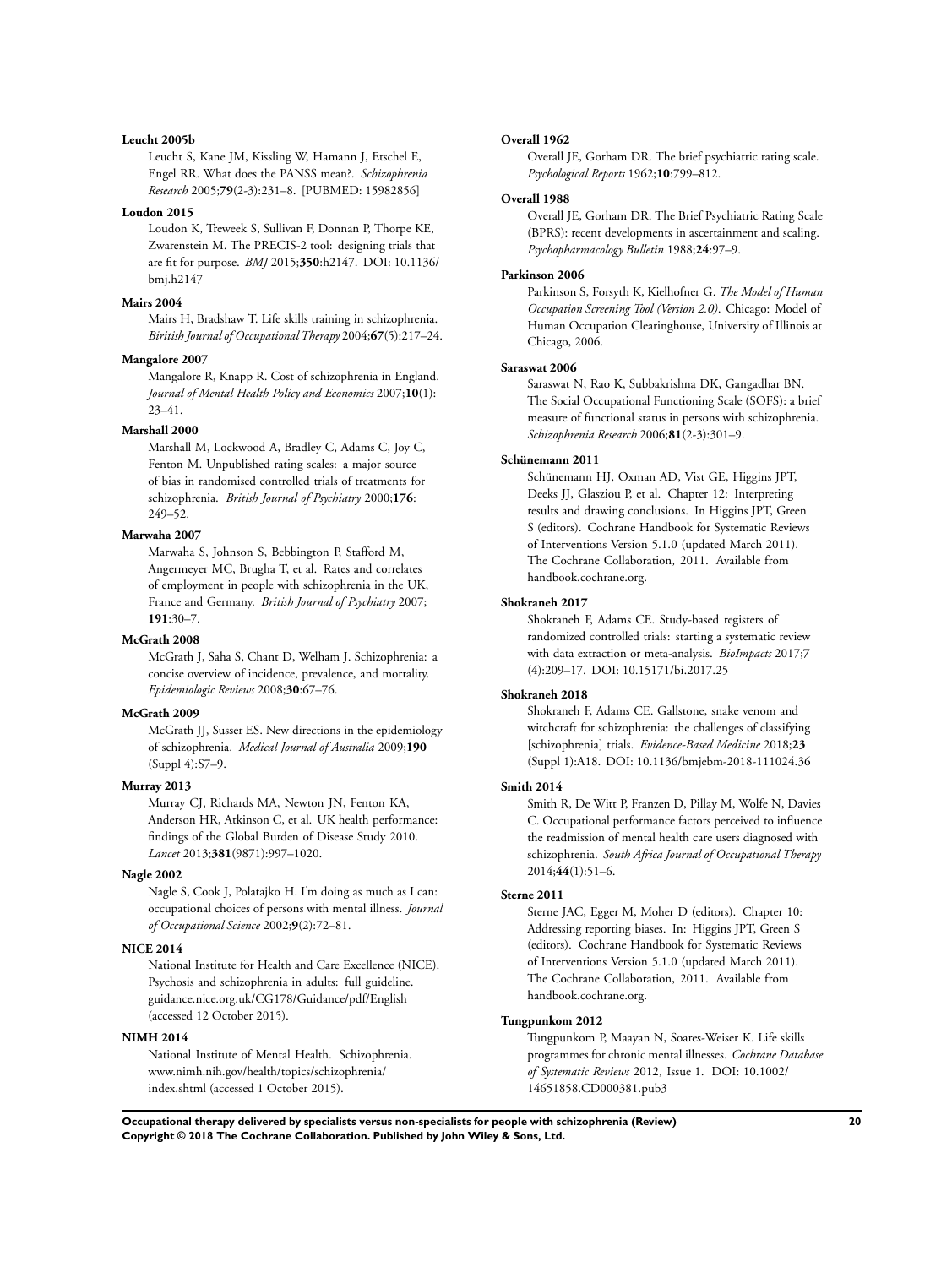**Leucht 2005b**

Leucht S, Kane JM, Kissling W, Hamann J, Etschel E, Engel RR. What does the PANSS mean?. *Schizophrenia Research* 2005;**79**(2-3):231–8. [PUBMED: 15982856]

**Loudon 2015**

Loudon K, Treweek S, Sullivan F, Donnan P, Thorpe KE, Zwarenstein M. The PRECIS-2 tool: designing trials that are fit for purpose. *BMJ* 2015;**350**:h2147. DOI: 10.1136/bmj.h2147

**Mairs 2004**

Mairs H, Bradshaw T. Life skills training in schizophrenia. *Biritish Journal of Occupational Therapy* 2004;**67**(5):217–24.

**Mangalore 2007**

Mangalore R, Knapp R. Cost of schizophrenia in England. *Journal of Mental Health Policy and Economics* 2007;**10**(1):23–41.

**Marshall 2000**

Marshall M, Lockwood A, Bradley C, Adams C, Joy C, Fenton M. Unpublished rating scales: a major source of bias in randomised controlled trials of treatments for schizophrenia. *British Journal of Psychiatry* 2000;**176**:249–52.

**Marwaha 2007**

Marwaha S, Johnson S, Bebbington P, Stafford M, Angermeyer MC, Brugha T, et al. Rates and correlates of employment in people with schizophrenia in the UK, France and Germany. *British Journal of Psychiatry* 2007;**191**:30–7.

**McGrath 2008**

McGrath J, Saha S, Chant D, Welham J. Schizophrenia: a concise overview of incidence, prevalence, and mortality. *Epidemiologic Reviews* 2008;**30**:67–76.

**McGrath 2009**

McGrath JJ, Susser ES. New directions in the epidemiology of schizophrenia. *Medical Journal of Australia* 2009;**190** (Suppl 4):S7–9.

**Murray 2013**

Murray CJ, Richards MA, Newton JN, Fenton KA, Anderson HR, Atkinson C, et al. UK health performance: findings of the Global Burden of Disease Study 2010. *Lancet* 2013;**381**(9871):997–1020.

**Nagle 2002**

Nagle S, Cook J, Polatajko H. I'm doing as much as I can: occupational choices of persons with mental illness. *Journal of Occupational Science* 2002;**9**(2):72–81.

**NICE 2014**

National Institute for Health and Care Excellence (NICE). Psychosis and schizophrenia in adults: full guideline. guidance.nice.org.uk/CG178/Guidance/pdf/English (accessed 12 October 2015).

**NIMH 2014**

National Institute of Mental Health. Schizophrenia. www.nimh.nih.gov/health/topics/schizophrenia/index.shtml (accessed 1 October 2015).

**Overall 1962**

Overall JE, Gorham DR. The brief psychiatric rating scale. *Psychological Reports* 1962;**10**:799–812.

**Overall 1988**

Overall JE, Gorham DR. The Brief Psychiatric Rating Scale (BPRS): recent developments in ascertainment and scaling. *Psychopharmacology Bulletin* 1988;**24**:97–9.

**Parkinson 2006**

Parkinson S, Forsyth K, Kielhofner G. *The Model of Human Occupation Screening Tool (Version 2.0)*. Chicago: Model of Human Occupation Clearinghouse, University of Illinois at Chicago, 2006.

**Saraswat 2006**

Saraswat N, Rao K, Subbakrishna DK, Gangadhar BN. The Social Occupational Functioning Scale (SOFS): a brief measure of functional status in persons with schizophrenia. *Schizophrenia Research* 2006;**81**(2-3):301–9.

**Schünemann 2011**

Schünemann HJ, Oxman AD, Vist GE, Higgins JPT, Deeks JJ, Glasziou P, et al. Chapter 12: Interpreting results and drawing conclusions. In Higgins JPT, Green S (editors). Cochrane Handbook for Systematic Reviews of Interventions Version 5.1.0 (updated March 2011). The Cochrane Collaboration, 2011. Available from handbook.cochrane.org.

**Shokraneh 2017**

Shokraneh F, Adams CE. Study-based registers of randomized controlled trials: starting a systematic review with data extraction or meta-analysis. *BioImpacts* 2017;**7** (4):209–17. DOI: 10.15171/bi.2017.25

**Shokraneh 2018**

Shokraneh F, Adams CE. Gallstone, snake venom and witchcraft for schizophrenia: the challenges of classifying [schizophrenia] trials. *Evidence-Based Medicine* 2018;**23** (Suppl 1):A18. DOI: 10.1136/bmjebm-2018-111024.36

**Smith 2014**

Smith R, De Witt P, Franzen D, Pillay M, Wolfe N, Davies C. Occupational performance factors perceived to influence the readmission of mental health care users diagnosed with schizophrenia. *South Africa Journal of Occupational Therapy* 2014;**44**(1):51–6.

**Sterne 2011**

Sterne JAC, Egger M, Moher D (editors). Chapter 10: Addressing reporting biases. In: Higgins JPT, Green S (editors). Cochrane Handbook for Systematic Reviews of Interventions Version 5.1.0 (updated March 2011). The Cochrane Collaboration, 2011. Available from handbook.cochrane.org.

**Tungpunkom 2012**

Tungpunkom P, Maayan N, Soares-Weiser K. Life skills programmes for chronic mental illnesses. *Cochrane Database of Systematic Reviews* 2012, Issue 1. DOI: 10.1002/14651858.CD000381.pub3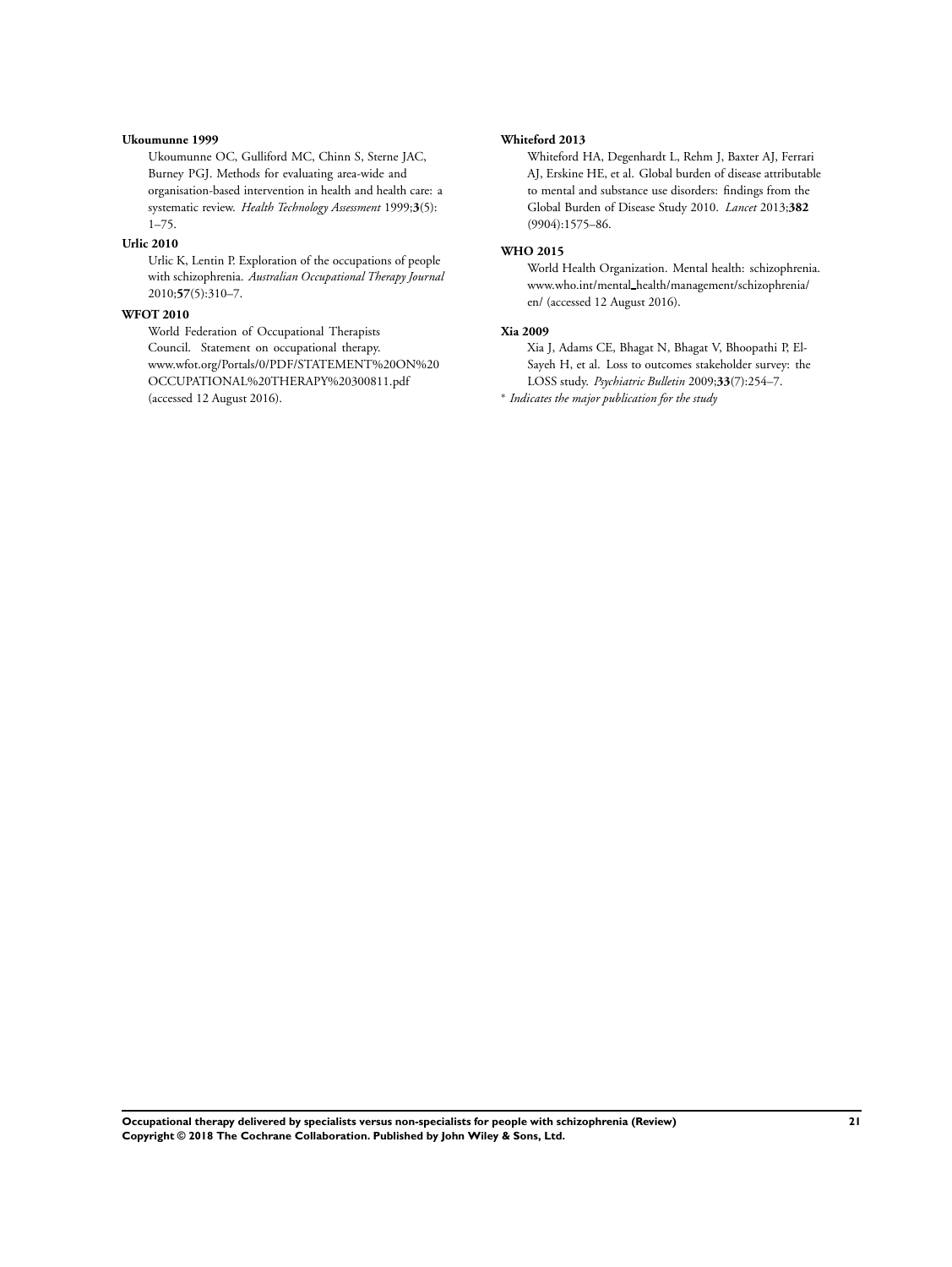**Ukoumunne 1999**

Ukoumunne OC, Gulliford MC, Chinn S, Sterne JAC, Burney PGJ. Methods for evaluating area-wide and organisation-based intervention in health and health care: a systematic review. *Health Technology Assessment* 1999;**3**(5):1–75.

**Urlic 2010**

Urlic K, Lentin P. Exploration of the occupations of people with schizophrenia. *Australian Occupational Therapy Journal* 2010;**57**(5):310–7.

**WFOT 2010**

World Federation of Occupational Therapists Council. Statement on occupational therapy. www.wfot.org/Portals/0/PDF/STATEMENT%20ON%20OCCUPATIONAL%20THERAPY%20300811.pdf (accessed 12 August 2016).

**Whiteford 2013**

Whiteford HA, Degenhardt L, Rehm J, Baxter AJ, Ferrari AJ, Erskine HE, et al. Global burden of disease attributable to mental and substance use disorders: findings from the Global Burden of Disease Study 2010. *Lancet* 2013;**382**(9904):1575–86.

**WHO 2015**

World Health Organization. Mental health: schizophrenia. www.who.int/mental_health/management/schizophrenia/en/ (accessed 12 August 2016).

**Xia 2009**

Xia J, Adams CE, Bhagat N, Bhagat V, Bhoopathi P, El-Sayeh H, et al. Loss to outcomes stakeholder survey: the LOSS study. *Psychiatric Bulletin* 2009;**33**(7):254–7.

* *Indicates the major publication for the study*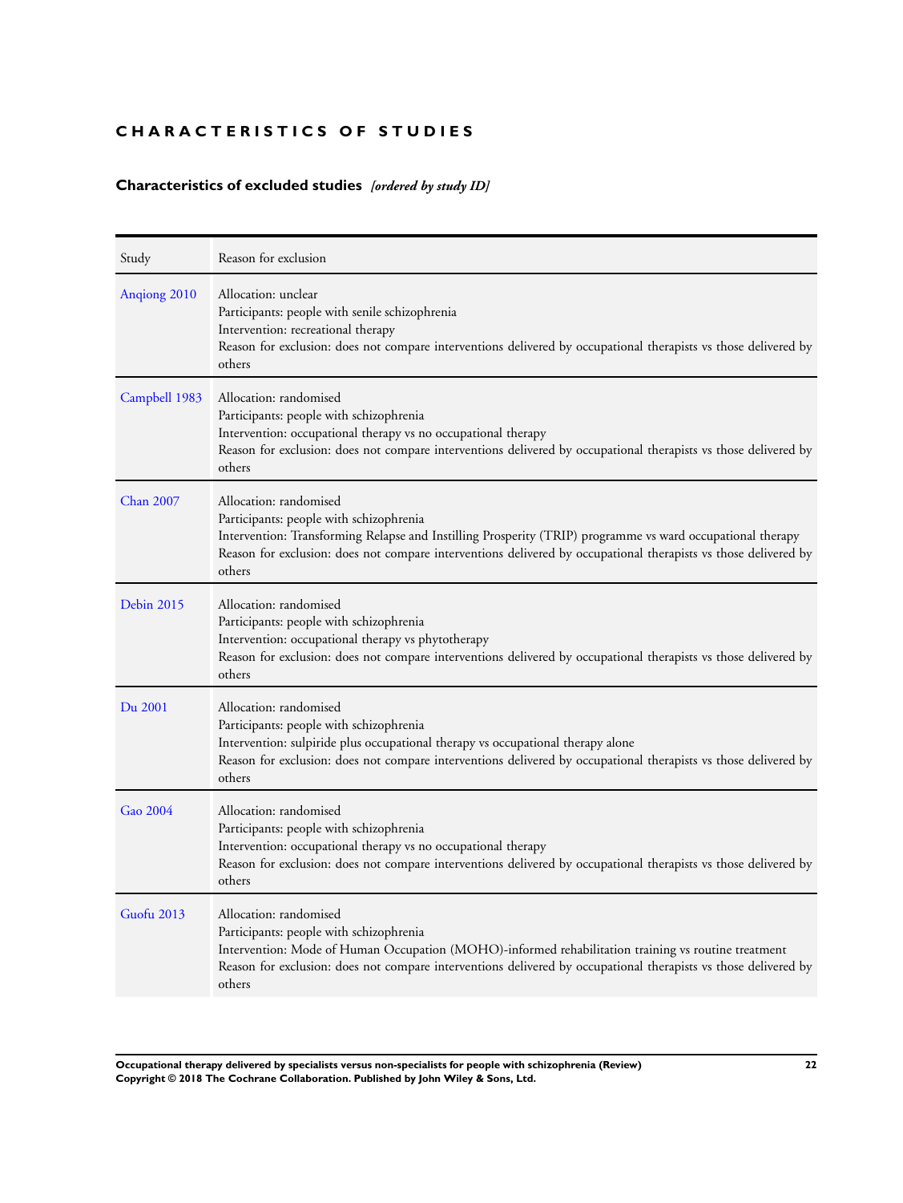# CHARACTERISTICS OF STUDIES

## Characteristics of excluded studies *[ordered by study ID]*

| Study | Reason for exclusion |
|---|---|
| Anqiong 2010 | Allocation: unclear<br>Participants: people with senile schizophrenia<br>Intervention: recreational therapy<br>Reason for exclusion: does not compare interventions delivered by occupational therapists vs those delivered by others |
| Campbell 1983 | Allocation: randomised<br>Participants: people with schizophrenia<br>Intervention: occupational therapy vs no occupational therapy<br>Reason for exclusion: does not compare interventions delivered by occupational therapists vs those delivered by others |
| Chan 2007 | Allocation: randomised<br>Participants: people with schizophrenia<br>Intervention: Transforming Relapse and Instilling Prosperity (TRIP) programme vs ward occupational therapy<br>Reason for exclusion: does not compare interventions delivered by occupational therapists vs those delivered by others |
| Debin 2015 | Allocation: randomised<br>Participants: people with schizophrenia<br>Intervention: occupational therapy vs phytotherapy<br>Reason for exclusion: does not compare interventions delivered by occupational therapists vs those delivered by others |
| Du 2001 | Allocation: randomised<br>Participants: people with schizophrenia<br>Intervention: sulpiride plus occupational therapy vs occupational therapy alone<br>Reason for exclusion: does not compare interventions delivered by occupational therapists vs those delivered by others |
| Gao 2004 | Allocation: randomised<br>Participants: people with schizophrenia<br>Intervention: occupational therapy vs no occupational therapy<br>Reason for exclusion: does not compare interventions delivered by occupational therapists vs those delivered by others |
| Guofu 2013 | Allocation: randomised<br>Participants: people with schizophrenia<br>Intervention: Mode of Human Occupation (MOHO)-informed rehabilitation training vs routine treatment<br>Reason for exclusion: does not compare interventions delivered by occupational therapists vs those delivered by others |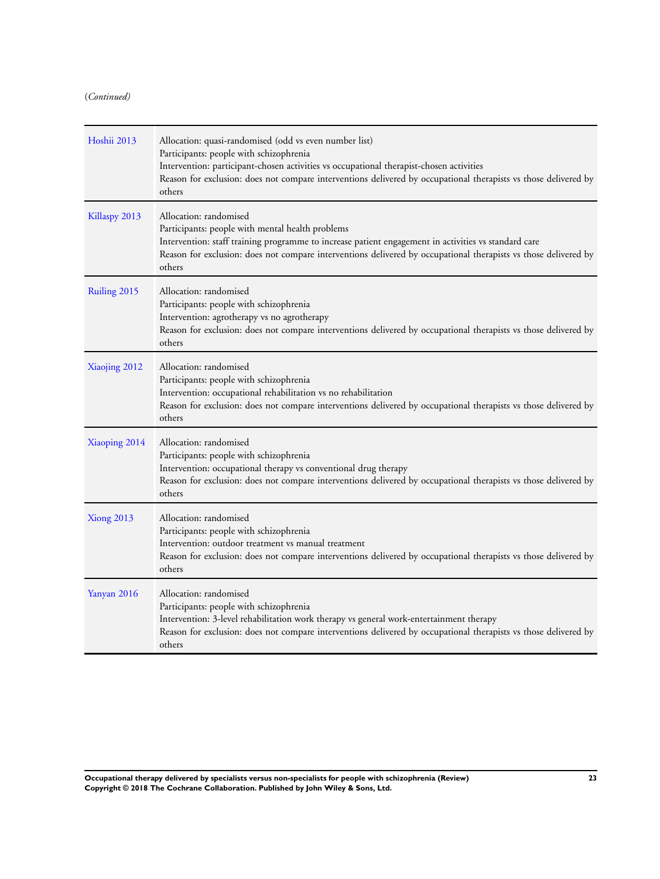(*Continued*)

| | |
|---|---|
| Hoshii 2013 | Allocation: quasi-randomised (odd vs even number list)<br>Participants: people with schizophrenia<br>Intervention: participant-chosen activities vs occupational therapist-chosen activities<br>Reason for exclusion: does not compare interventions delivered by occupational therapists vs those delivered by others |
| Killaspy 2013 | Allocation: randomised<br>Participants: people with mental health problems<br>Intervention: staff training programme to increase patient engagement in activities vs standard care<br>Reason for exclusion: does not compare interventions delivered by occupational therapists vs those delivered by others |
| Ruiling 2015 | Allocation: randomised<br>Participants: people with schizophrenia<br>Intervention: agrotherapy vs no agrotherapy<br>Reason for exclusion: does not compare interventions delivered by occupational therapists vs those delivered by others |
| Xiaojing 2012 | Allocation: randomised<br>Participants: people with schizophrenia<br>Intervention: occupational rehabilitation vs no rehabilitation<br>Reason for exclusion: does not compare interventions delivered by occupational therapists vs those delivered by others |
| Xiaoping 2014 | Allocation: randomised<br>Participants: people with schizophrenia<br>Intervention: occupational therapy vs conventional drug therapy<br>Reason for exclusion: does not compare interventions delivered by occupational therapists vs those delivered by others |
| Xiong 2013 | Allocation: randomised<br>Participants: people with schizophrenia<br>Intervention: outdoor treatment vs manual treatment<br>Reason for exclusion: does not compare interventions delivered by occupational therapists vs those delivered by others |
| Yanyan 2016 | Allocation: randomised<br>Participants: people with schizophrenia<br>Intervention: 3-level rehabilitation work therapy vs general work-entertainment therapy<br>Reason for exclusion: does not compare interventions delivered by occupational therapists vs those delivered by others |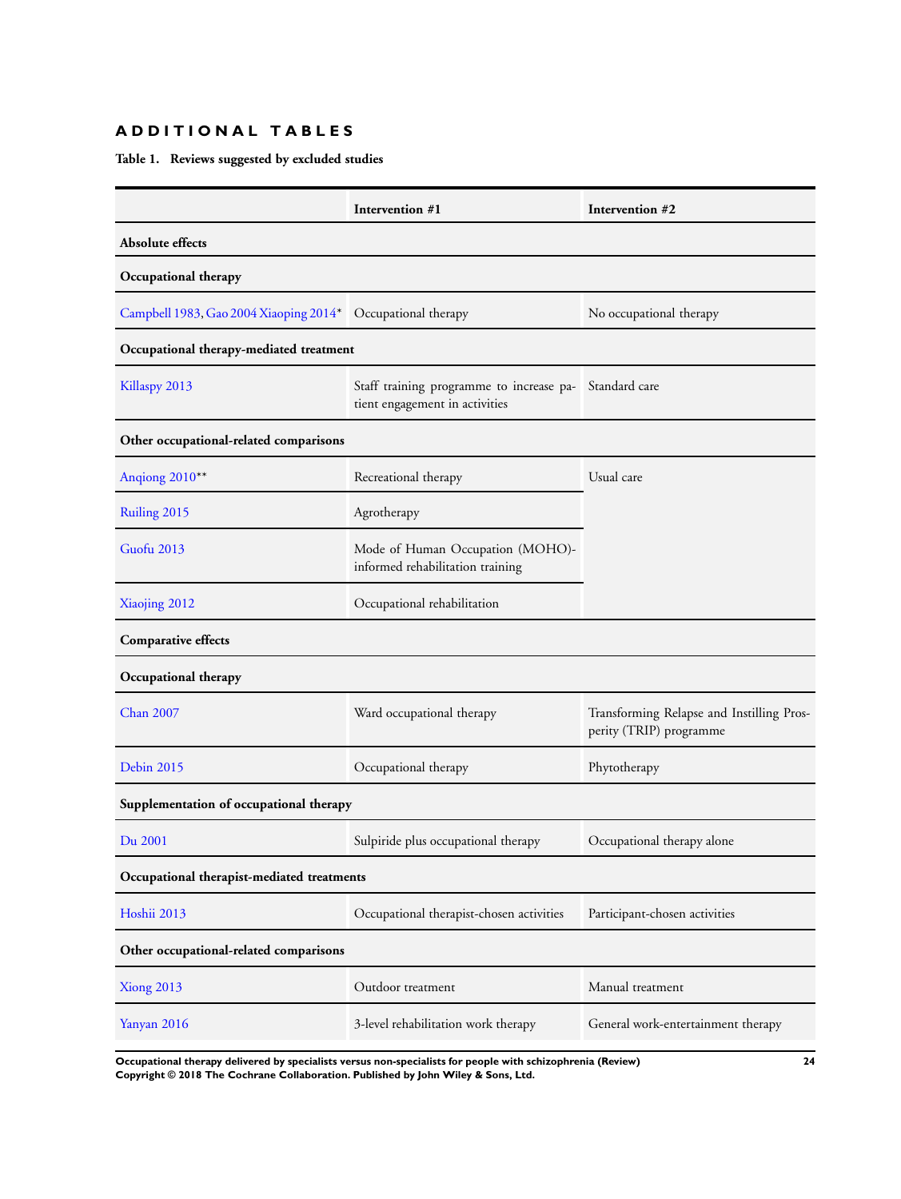# ADDITIONAL TABLES

**Table 1. Reviews suggested by excluded studies**

| | Intervention #1 | Intervention #2 |
|---|---|---|
| **Absolute effects** | | |
| **Occupational therapy** | | |
| Campbell 1983, Gao 2004 Xiaoping 2014* | Occupational therapy | No occupational therapy |
| **Occupational therapy-mediated treatment** | | |
| Killaspy 2013 | Staff training programme to increase patient engagement in activities | Standard care |
| **Other occupational-related comparisons** | | |
| Anqiong 2010** | Recreational therapy | Usual care |
| Ruiling 2015 | Agrotherapy | |
| Guofu 2013 | Mode of Human Occupation (MOHO)-informed rehabilitation training | |
| Xiaojing 2012 | Occupational rehabilitation | |
| **Comparative effects** | | |
| **Occupational therapy** | | |
| Chan 2007 | Ward occupational therapy | Transforming Relapse and Instilling Prosperity (TRIP) programme |
| Debin 2015 | Occupational therapy | Phytotherapy |
| **Supplementation of occupational therapy** | | |
| Du 2001 | Sulpiride plus occupational therapy | Occupational therapy alone |
| **Occupational therapist-mediated treatments** | | |
| Hoshii 2013 | Occupational therapist-chosen activities | Participant-chosen activities |
| **Other occupational-related comparisons** | | |
| Xiong 2013 | Outdoor treatment | Manual treatment |
| Yanyan 2016 | 3-level rehabilitation work therapy | General work-entertainment therapy |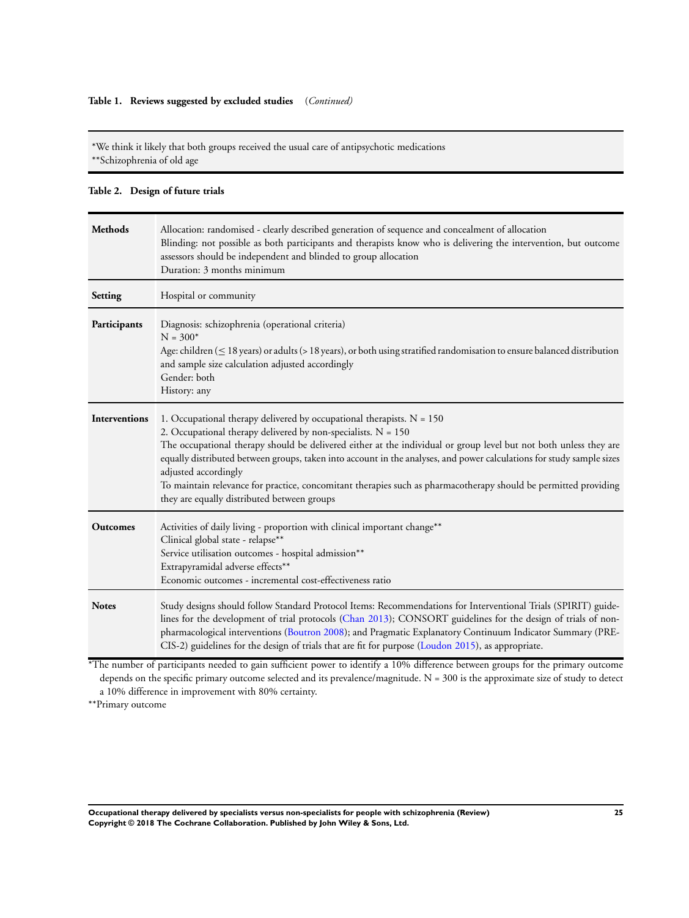**Table 1. Reviews suggested by excluded studies** *(Continued)*

*We think it likely that both groups received the usual care of antipsychotic medications
**Schizophrenia of old age

**Table 2. Design of future trials**

| | |
|---|---|
| **Methods** | Allocation: randomised - clearly described generation of sequence and concealment of allocation<br>Blinding: not possible as both participants and therapists know who is delivering the intervention, but outcome assessors should be independent and blinded to group allocation<br>Duration: 3 months minimum |
| **Setting** | Hospital or community |
| **Participants** | Diagnosis: schizophrenia (operational criteria)<br>N = 300*<br>Age: children (≤ 18 years) or adults (> 18 years), or both using stratified randomisation to ensure balanced distribution and sample size calculation adjusted accordingly<br>Gender: both<br>History: any |
| **Interventions** | 1. Occupational therapy delivered by occupational therapists. N = 150<br>2. Occupational therapy delivered by non-specialists. N = 150<br>The occupational therapy should be delivered either at the individual or group level but not both unless they are equally distributed between groups, taken into account in the analyses, and power calculations for study sample sizes adjusted accordingly<br>To maintain relevance for practice, concomitant therapies such as pharmacotherapy should be permitted providing they are equally distributed between groups |
| **Outcomes** | Activities of daily living - proportion with clinical important change**<br>Clinical global state - relapse**<br>Service utilisation outcomes - hospital admission**<br>Extrapyramidal adverse effects**<br>Economic outcomes - incremental cost-effectiveness ratio |
| **Notes** | Study designs should follow Standard Protocol Items: Recommendations for Interventional Trials (SPIRIT) guidelines for the development of trial protocols (Chan 2013); CONSORT guidelines for the design of trials of non-pharmacological interventions (Boutron 2008); and Pragmatic Explanatory Continuum Indicator Summary (PRECIS-2) guidelines for the design of trials that are fit for purpose (Loudon 2015), as appropriate. |

*The number of participants needed to gain sufficient power to identify a 10% difference between groups for the primary outcome depends on the specific primary outcome selected and its prevalence/magnitude. N = 300 is the approximate size of study to detect a 10% difference in improvement with 80% certainty.
**Primary outcome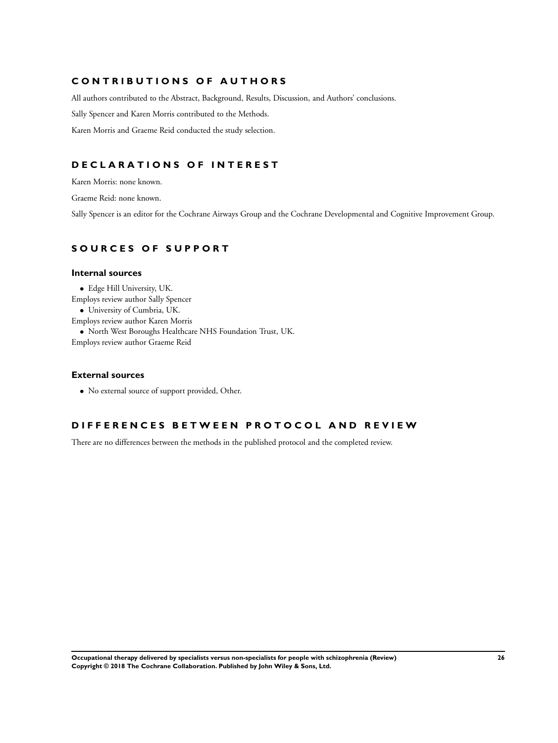# CONTRIBUTIONS OF AUTHORS

All authors contributed to the Abstract, Background, Results, Discussion, and Authors' conclusions.

Sally Spencer and Karen Morris contributed to the Methods.

Karen Morris and Graeme Reid conducted the study selection.

# DECLARATIONS OF INTEREST

Karen Morris: none known.

Graeme Reid: none known.

Sally Spencer is an editor for the Cochrane Airways Group and the Cochrane Developmental and Cognitive Improvement Group.

# SOURCES OF SUPPORT

## Internal sources

- Edge Hill University, UK.

Employs review author Sally Spencer

- University of Cumbria, UK.

Employs review author Karen Morris

- North West Boroughs Healthcare NHS Foundation Trust, UK.

Employs review author Graeme Reid

## External sources

- No external source of support provided, Other.

# DIFFERENCES BETWEEN PROTOCOL AND REVIEW

There are no differences between the methods in the published protocol and the completed review.